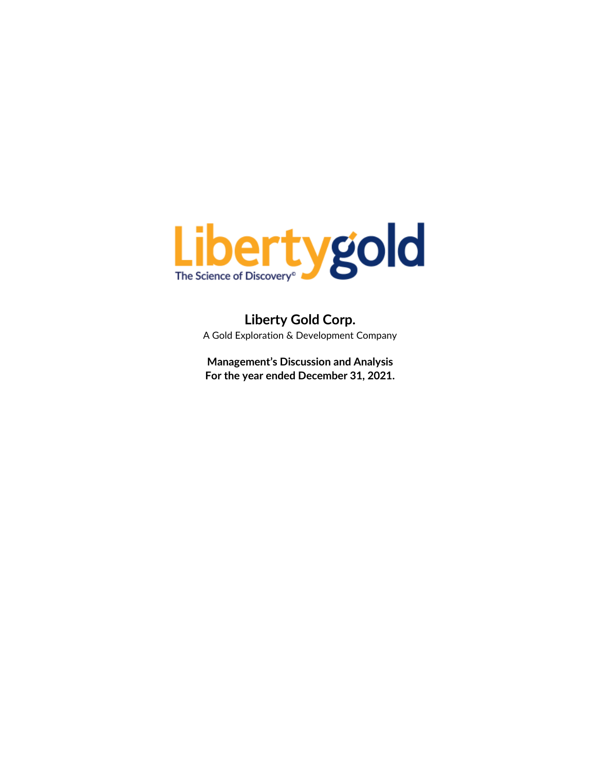Libertygold

The Science of Discovery©

# Liberty Gold Corp.

A Gold Exploration & Development Company

**Management's Discussion and Analysis**
**For the year ended December 31, 2021.**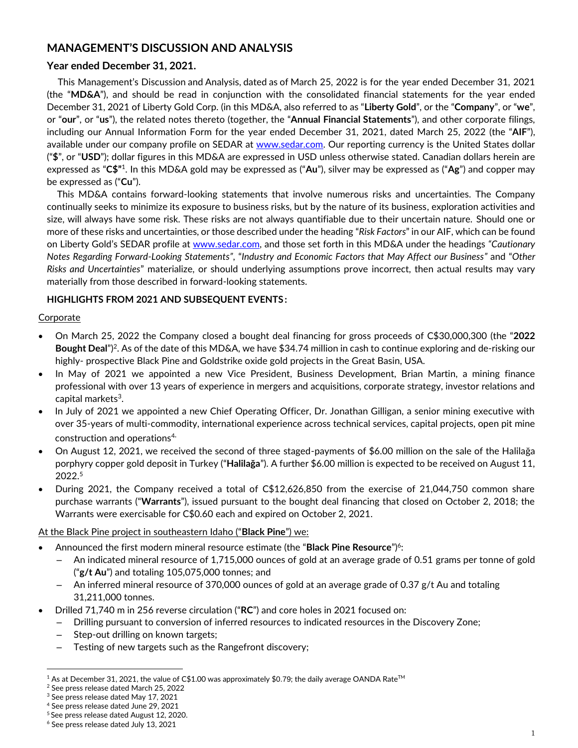# MANAGEMENT'S DISCUSSION AND ANALYSIS

## Year ended December 31, 2021.

This Management's Discussion and Analysis, dated as of March 25, 2022 is for the year ended December 31, 2021 (the "**MD&A**"), and should be read in conjunction with the consolidated financial statements for the year ended December 31, 2021 of Liberty Gold Corp. (in this MD&A, also referred to as "**Liberty Gold**", or the "**Company**", or "**we**", or "**our**", or "**us**"), the related notes thereto (together, the "**Annual Financial Statements**"), and other corporate filings, including our Annual Information Form for the year ended December 31, 2021, dated March 25, 2022 (the "**AIF**"), available under our company profile on SEDAR at www.sedar.com. Our reporting currency is the United States dollar ("**$**", or "**USD**"); dollar figures in this MD&A are expressed in USD unless otherwise stated. Canadian dollars herein are expressed as "**C$**"[1]. In this MD&A gold may be expressed as ("**Au**"), silver may be expressed as ("**Ag**") and copper may be expressed as ("**Cu**").

This MD&A contains forward-looking statements that involve numerous risks and uncertainties. The Company continually seeks to minimize its exposure to business risks, but by the nature of its business, exploration activities and size, will always have some risk. These risks are not always quantifiable due to their uncertain nature. Should one or more of these risks and uncertainties, or those described under the heading "*Risk Factors*" in our AIF, which can be found on Liberty Gold's SEDAR profile at www.sedar.com, and those set forth in this MD&A under the headings *"Cautionary Notes Regarding Forward-Looking Statements"*, "*Industry and Economic Factors that May Affect our Business"* and "*Other Risks and Uncertainties*" materialize, or should underlying assumptions prove incorrect, then actual results may vary materially from those described in forward-looking statements.

### HIGHLIGHTS FROM 2021 AND SUBSEQUENT EVENTS:

Corporate

- On March 25, 2022 the Company closed a bought deal financing for gross proceeds of C$30,000,300 (the "**2022 Bought Deal**")[2]. As of the date of this MD&A, we have $34.74 million in cash to continue exploring and de-risking our highly- prospective Black Pine and Goldstrike oxide gold projects in the Great Basin, USA.
- In May of 2021 we appointed a new Vice President, Business Development, Brian Martin, a mining finance professional with over 13 years of experience in mergers and acquisitions, corporate strategy, investor relations and capital markets[3].
- In July of 2021 we appointed a new Chief Operating Officer, Dr. Jonathan Gilligan, a senior mining executive with over 35-years of multi-commodity, international experience across technical services, capital projects, open pit mine construction and operations[4].
- On August 12, 2021, we received the second of three staged-payments of $6.00 million on the sale of the Halilağa porphyry copper gold deposit in Turkey ("**Halilağa**"). A further $6.00 million is expected to be received on August 11, 2022.[5]
- During 2021, the Company received a total of C$12,626,850 from the exercise of 21,044,750 common share purchase warrants ("**Warrants**"), issued pursuant to the bought deal financing that closed on October 2, 2018; the Warrants were exercisable for C$0.60 each and expired on October 2, 2021.

At the Black Pine project in southeastern Idaho ("**Black Pine**") we:

- Announced the first modern mineral resource estimate (the "**Black Pine Resource**")[6]:
  - An indicated mineral resource of 1,715,000 ounces of gold at an average grade of 0.51 grams per tonne of gold ("**g/t Au**") and totaling 105,075,000 tonnes; and
  - An inferred mineral resource of 370,000 ounces of gold at an average grade of 0.37 g/t Au and totaling 31,211,000 tonnes.
- Drilled 71,740 m in 256 reverse circulation ("**RC**") and core holes in 2021 focused on:
  - Drilling pursuant to conversion of inferred resources to indicated resources in the Discovery Zone;
  - Step-out drilling on known targets;
  - Testing of new targets such as the Rangefront discovery;

---

[1] As at December 31, 2021, the value of C$1.00 was approximately $0.79; the daily average OANDA Rate™
[2] See press release dated March 25, 2022
[3] See press release dated May 17, 2021
[4] See press release dated June 29, 2021
[5] See press release dated August 12, 2020.
[6] See press release dated July 13, 2021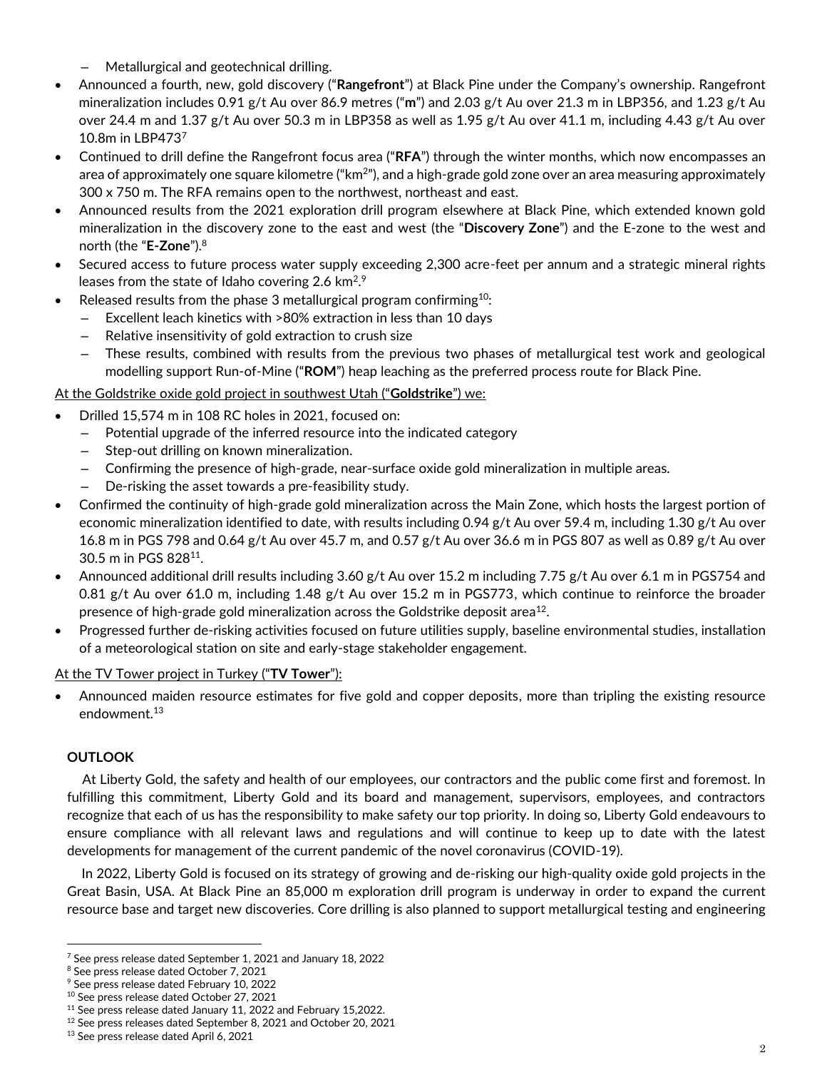- Metallurgical and geotechnical drilling.

- Announced a fourth, new, gold discovery ("**Rangefront**") at Black Pine under the Company's ownership. Rangefront mineralization includes 0.91 g/t Au over 86.9 metres ("**m**") and 2.03 g/t Au over 21.3 m in LBP356, and 1.23 g/t Au over 24.4 m and 1.37 g/t Au over 50.3 m in LBP358 as well as 1.95 g/t Au over 41.1 m, including 4.43 g/t Au over 10.8m in LBP473[7]
- Continued to drill define the Rangefront focus area ("**RFA**") through the winter months, which now encompasses an area of approximately one square kilometre ("$km^2$"), and a high-grade gold zone over an area measuring approximately 300 x 750 m. The RFA remains open to the northwest, northeast and east.
- Announced results from the 2021 exploration drill program elsewhere at Black Pine, which extended known gold mineralization in the discovery zone to the east and west (the "**Discovery Zone**") and the E-zone to the west and north (the "**E-Zone**").[8]
- Secured access to future process water supply exceeding 2,300 acre-feet per annum and a strategic mineral rights leases from the state of Idaho covering 2.6 $km^2$.[9]
- Released results from the phase 3 metallurgical program confirming[10]:
  - Excellent leach kinetics with >80% extraction in less than 10 days
  - Relative insensitivity of gold extraction to crush size
  - These results, combined with results from the previous two phases of metallurgical test work and geological modelling support Run-of-Mine ("**ROM**") heap leaching as the preferred process route for Black Pine.

<u>At the Goldstrike oxide gold project in southwest Utah ("**Goldstrike**") we:</u>

- Drilled 15,574 m in 108 RC holes in 2021, focused on:
  - Potential upgrade of the inferred resource into the indicated category
  - Step-out drilling on known mineralization.
  - Confirming the presence of high-grade, near-surface oxide gold mineralization in multiple areas.
  - De-risking the asset towards a pre-feasibility study.
- Confirmed the continuity of high-grade gold mineralization across the Main Zone, which hosts the largest portion of economic mineralization identified to date, with results including 0.94 g/t Au over 59.4 m, including 1.30 g/t Au over 16.8 m in PGS 798 and 0.64 g/t Au over 45.7 m, and 0.57 g/t Au over 36.6 m in PGS 807 as well as 0.89 g/t Au over 30.5 m in PGS 828[11].
- Announced additional drill results including 3.60 g/t Au over 15.2 m including 7.75 g/t Au over 6.1 m in PGS754 and 0.81 g/t Au over 61.0 m, including 1.48 g/t Au over 15.2 m in PGS773, which continue to reinforce the broader presence of high-grade gold mineralization across the Goldstrike deposit area[12].
- Progressed further de-risking activities focused on future utilities supply, baseline environmental studies, installation of a meteorological station on site and early-stage stakeholder engagement.

<u>At the TV Tower project in Turkey ("**TV Tower**"):</u>

- Announced maiden resource estimates for five gold and copper deposits, more than tripling the existing resource endowment.[13]

## OUTLOOK

At Liberty Gold, the safety and health of our employees, our contractors and the public come first and foremost. In fulfilling this commitment, Liberty Gold and its board and management, supervisors, employees, and contractors recognize that each of us has the responsibility to make safety our top priority. In doing so, Liberty Gold endeavours to ensure compliance with all relevant laws and regulations and will continue to keep up to date with the latest developments for management of the current pandemic of the novel coronavirus (COVID-19).

In 2022, Liberty Gold is focused on its strategy of growing and de-risking our high-quality oxide gold projects in the Great Basin, USA. At Black Pine an 85,000 m exploration drill program is underway in order to expand the current resource base and target new discoveries. Core drilling is also planned to support metallurgical testing and engineering

[7] See press release dated September 1, 2021 and January 18, 2022
[8] See press release dated October 7, 2021
[9] See press release dated February 10, 2022
[10] See press release dated October 27, 2021
[11] See press release dated January 11, 2022 and February 15,2022.
[12] See press releases dated September 8, 2021 and October 20, 2021
[13] See press release dated April 6, 2021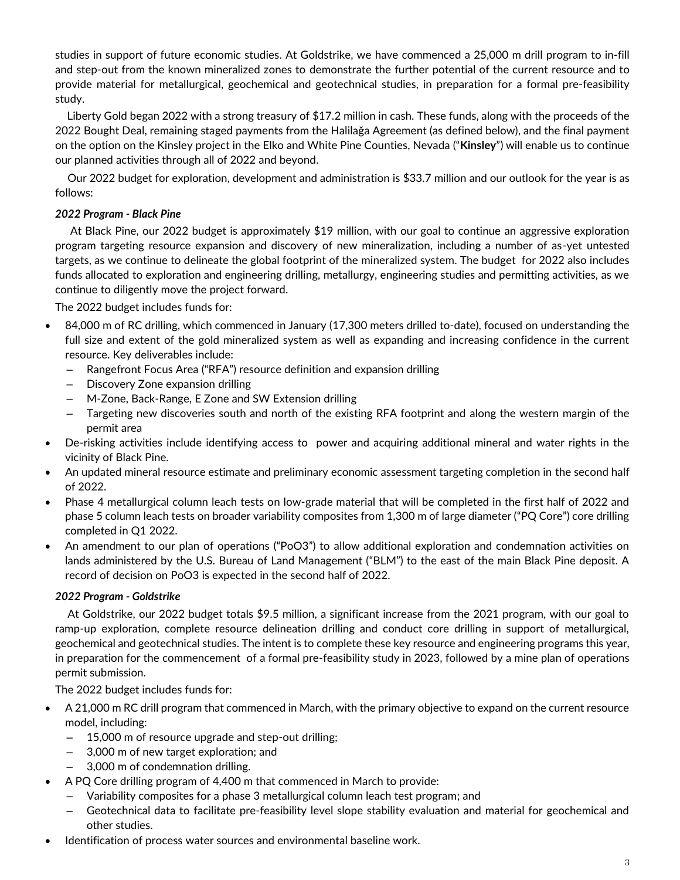studies in support of future economic studies. At Goldstrike, we have commenced a 25,000 m drill program to in-fill and step-out from the known mineralized zones to demonstrate the further potential of the current resource and to provide material for metallurgical, geochemical and geotechnical studies, in preparation for a formal pre-feasibility study.

Liberty Gold began 2022 with a strong treasury of $17.2 million in cash. These funds, along with the proceeds of the 2022 Bought Deal, remaining staged payments from the Halilağa Agreement (as defined below), and the final payment on the option on the Kinsley project in the Elko and White Pine Counties, Nevada ("**Kinsley**") will enable us to continue our planned activities through all of 2022 and beyond.

Our 2022 budget for exploration, development and administration is $33.7 million and our outlook for the year is as follows:

***2022 Program - Black Pine***

At Black Pine, our 2022 budget is approximately $19 million, with our goal to continue an aggressive exploration program targeting resource expansion and discovery of new mineralization, including a number of as-yet untested targets, as we continue to delineate the global footprint of the mineralized system. The budget for 2022 also includes funds allocated to exploration and engineering drilling, metallurgy, engineering studies and permitting activities, as we continue to diligently move the project forward.

The 2022 budget includes funds for:

- 84,000 m of RC drilling, which commenced in January (17,300 meters drilled to-date), focused on understanding the full size and extent of the gold mineralized system as well as expanding and increasing confidence in the current resource. Key deliverables include:
  - Rangefront Focus Area ("RFA") resource definition and expansion drilling
  - Discovery Zone expansion drilling
  - M-Zone, Back-Range, E Zone and SW Extension drilling
  - Targeting new discoveries south and north of the existing RFA footprint and along the western margin of the permit area
- De-risking activities include identifying access to power and acquiring additional mineral and water rights in the vicinity of Black Pine.
- An updated mineral resource estimate and preliminary economic assessment targeting completion in the second half of 2022.
- Phase 4 metallurgical column leach tests on low-grade material that will be completed in the first half of 2022 and phase 5 column leach tests on broader variability composites from 1,300 m of large diameter ("PQ Core") core drilling completed in Q1 2022.
- An amendment to our plan of operations ("PoO3") to allow additional exploration and condemnation activities on lands administered by the U.S. Bureau of Land Management ("BLM") to the east of the main Black Pine deposit. A record of decision on PoO3 is expected in the second half of 2022.

***2022 Program - Goldstrike***

At Goldstrike, our 2022 budget totals $9.5 million, a significant increase from the 2021 program, with our goal to ramp-up exploration, complete resource delineation drilling and conduct core drilling in support of metallurgical, geochemical and geotechnical studies. The intent is to complete these key resource and engineering programs this year, in preparation for the commencement of a formal pre-feasibility study in 2023, followed by a mine plan of operations permit submission.

The 2022 budget includes funds for:

- A 21,000 m RC drill program that commenced in March, with the primary objective to expand on the current resource model, including:
  - 15,000 m of resource upgrade and step-out drilling;
  - 3,000 m of new target exploration; and
  - 3,000 m of condemnation drilling.
- A PQ Core drilling program of 4,400 m that commenced in March to provide:
  - Variability composites for a phase 3 metallurgical column leach test program; and
  - Geotechnical data to facilitate pre-feasibility level slope stability evaluation and material for geochemical and other studies.
- Identification of process water sources and environmental baseline work.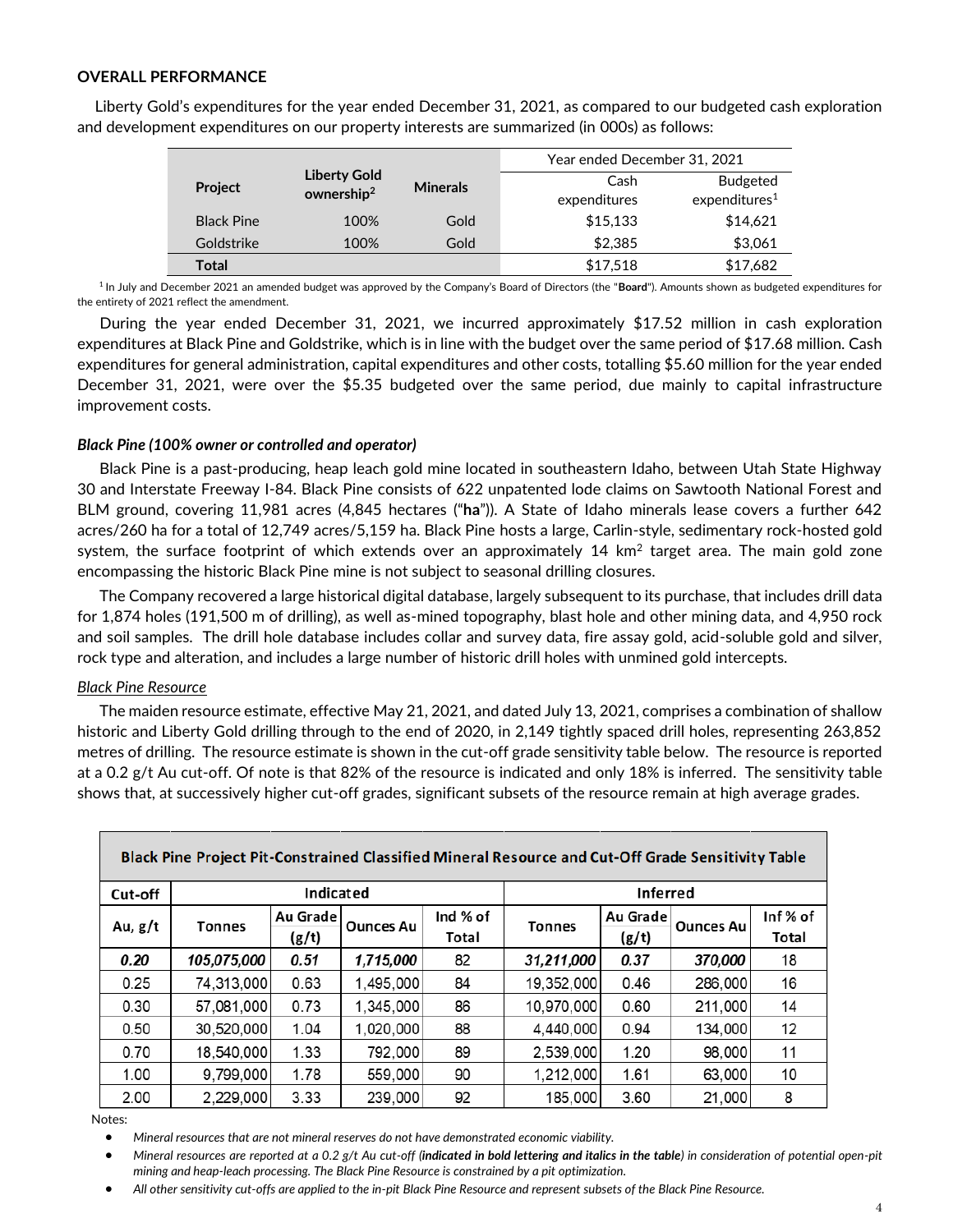## OVERALL PERFORMANCE

Liberty Gold's expenditures for the year ended December 31, 2021, as compared to our budgeted cash exploration and development expenditures on our property interests are summarized (in 000s) as follows:

| Project | Liberty Gold ownership[2] | Minerals | Year ended December 31, 2021 | |
|---|---|---|---|---|
| | | | Cash expenditures | Budgeted expenditures[1] |
| Black Pine | 100% | Gold | $15,133 | $14,621 |
| Goldstrike | 100% | Gold | $2,385 | $3,061 |
| **Total** | | | $17,518 | $17,682 |

[1] In July and December 2021 an amended budget was approved by the Company's Board of Directors (the "**Board**"). Amounts shown as budgeted expenditures for the entirety of 2021 reflect the amendment.

During the year ended December 31, 2021, we incurred approximately $17.52 million in cash exploration expenditures at Black Pine and Goldstrike, which is in line with the budget over the same period of $17.68 million. Cash expenditures for general administration, capital expenditures and other costs, totalling $5.60 million for the year ended December 31, 2021, were over the $5.35 budgeted over the same period, due mainly to capital infrastructure improvement costs.

### *Black Pine (100% owner or controlled and operator)*

Black Pine is a past-producing, heap leach gold mine located in southeastern Idaho, between Utah State Highway 30 and Interstate Freeway I-84. Black Pine consists of 622 unpatented lode claims on Sawtooth National Forest and BLM ground, covering 11,981 acres (4,845 hectares ("**ha**")). A State of Idaho minerals lease covers a further 642 acres/260 ha for a total of 12,749 acres/5,159 ha. Black Pine hosts a large, Carlin-style, sedimentary rock-hosted gold system, the surface footprint of which extends over an approximately 14 km$^2$ target area. The main gold zone encompassing the historic Black Pine mine is not subject to seasonal drilling closures.

The Company recovered a large historical digital database, largely subsequent to its purchase, that includes drill data for 1,874 holes (191,500 m of drilling), as well as-mined topography, blast hole and other mining data, and 4,950 rock and soil samples. The drill hole database includes collar and survey data, fire assay gold, acid-soluble gold and silver, rock type and alteration, and includes a large number of historic drill holes with unmined gold intercepts.

#### Black Pine Resource

The maiden resource estimate, effective May 21, 2021, and dated July 13, 2021, comprises a combination of shallow historic and Liberty Gold drilling through to the end of 2020, in 2,149 tightly spaced drill holes, representing 263,852 metres of drilling. The resource estimate is shown in the cut-off grade sensitivity table below. The resource is reported at a 0.2 g/t Au cut-off. Of note is that 82% of the resource is indicated and only 18% is inferred. The sensitivity table shows that, at successively higher cut-off grades, significant subsets of the resource remain at high average grades.

**Black Pine Project Pit-Constrained Classified Mineral Resource and Cut-Off Grade Sensitivity Table**

| Cut-off | Indicated | | | | Inferred | | | |
|---|---|---|---|---|---|---|---|---|
| Au, g/t | Tonnes | Au Grade (g/t) | Ounces Au | Ind % of Total | Tonnes | Au Grade (g/t) | Ounces Au | Inf % of Total |
| ***0.20*** | ***105,075,000*** | ***0.51*** | ***1,715,000*** | 82 | ***31,211,000*** | ***0.37*** | ***370,000*** | 18 |
| 0.25 | 74,313,000 | 0.63 | 1,495,000 | 84 | 19,352,000 | 0.46 | 286,000 | 16 |
| 0.30 | 57,081,000 | 0.73 | 1,345,000 | 86 | 10,970,000 | 0.60 | 211,000 | 14 |
| 0.50 | 30,520,000 | 1.04 | 1,020,000 | 88 | 4,440,000 | 0.94 | 134,000 | 12 |
| 0.70 | 18,540,000 | 1.33 | 792,000 | 89 | 2,539,000 | 1.20 | 98,000 | 11 |
| 1.00 | 9,799,000 | 1.78 | 559,000 | 90 | 1,212,000 | 1.61 | 63,000 | 10 |
| 2.00 | 2,229,000 | 3.33 | 239,000 | 92 | 185,000 | 3.60 | 21,000 | 8 |

Notes:

- *Mineral resources that are not mineral reserves do not have demonstrated economic viability.*
- *Mineral resources are reported at a 0.2 g/t Au cut-off (**indicated in bold lettering and italics in the table**) in consideration of potential open-pit mining and heap-leach processing. The Black Pine Resource is constrained by a pit optimization.*
- *All other sensitivity cut-offs are applied to the in-pit Black Pine Resource and represent subsets of the Black Pine Resource.*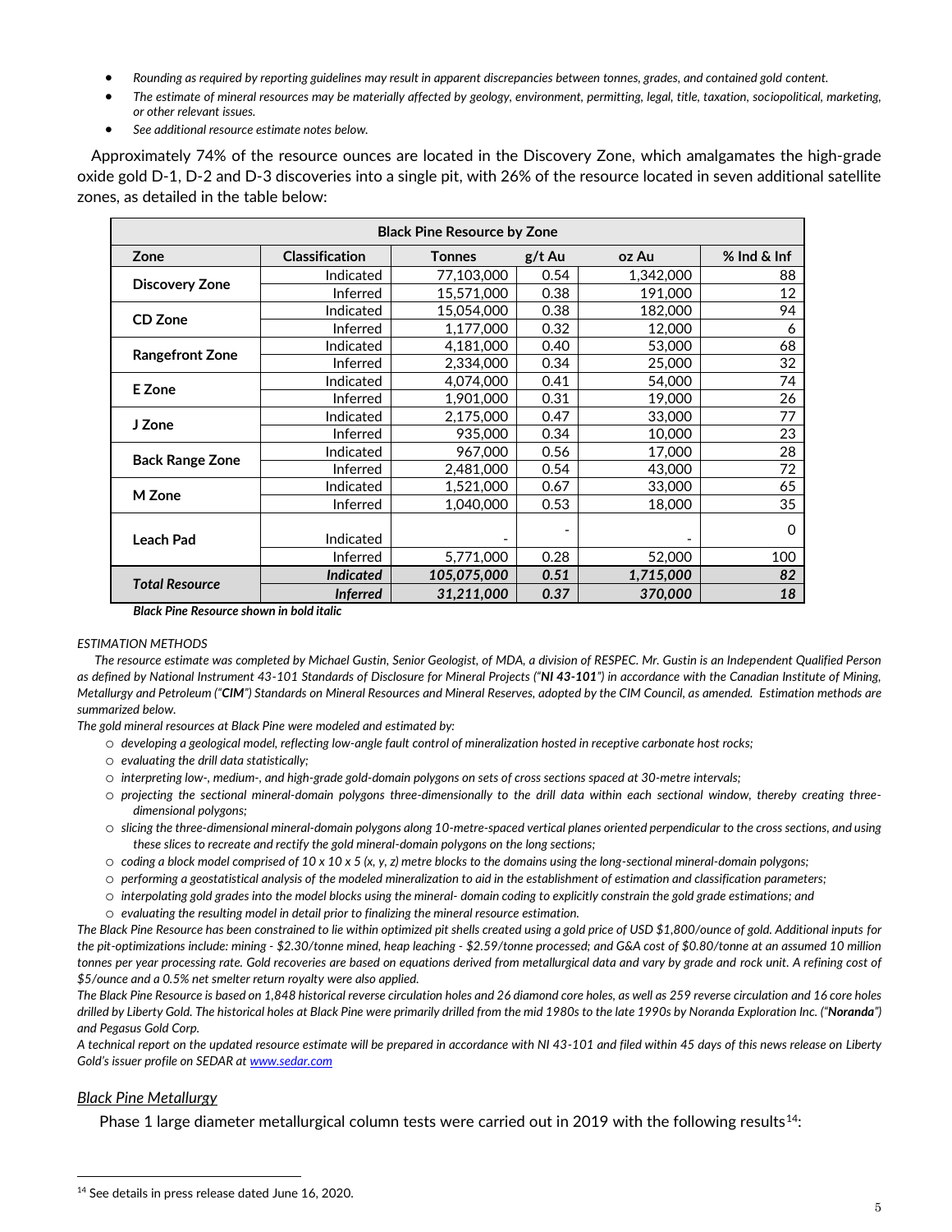- *Rounding as required by reporting guidelines may result in apparent discrepancies between tonnes, grades, and contained gold content.*
- *The estimate of mineral resources may be materially affected by geology, environment, permitting, legal, title, taxation, sociopolitical, marketing, or other relevant issues.*
- *See additional resource estimate notes below.*

Approximately 74% of the resource ounces are located in the Discovery Zone, which amalgamates the high-grade oxide gold D-1, D-2 and D-3 discoveries into a single pit, with 26% of the resource located in seven additional satellite zones, as detailed in the table below:

| Black Pine Resource by Zone | | | | | |
|---|---|---|---|---|---|
| **Zone** | **Classification** | **Tonnes** | **g/t Au** | **oz Au** | **% Ind & Inf** |
| **Discovery Zone** | Indicated | 77,103,000 | 0.54 | 1,342,000 | 88 |
| | Inferred | 15,571,000 | 0.38 | 191,000 | 12 |
| **CD Zone** | Indicated | 15,054,000 | 0.38 | 182,000 | 94 |
| | Inferred | 1,177,000 | 0.32 | 12,000 | 6 |
| **Rangefront Zone** | Indicated | 4,181,000 | 0.40 | 53,000 | 68 |
| | Inferred | 2,334,000 | 0.34 | 25,000 | 32 |
| **E Zone** | Indicated | 4,074,000 | 0.41 | 54,000 | 74 |
| | Inferred | 1,901,000 | 0.31 | 19,000 | 26 |
| **J Zone** | Indicated | 2,175,000 | 0.47 | 33,000 | 77 |
| | Inferred | 935,000 | 0.34 | 10,000 | 23 |
| **Back Range Zone** | Indicated | 967,000 | 0.56 | 17,000 | 28 |
| | Inferred | 2,481,000 | 0.54 | 43,000 | 72 |
| **M Zone** | Indicated | 1,521,000 | 0.67 | 33,000 | 65 |
| | Inferred | 1,040,000 | 0.53 | 18,000 | 35 |
| **Leach Pad** | Indicated | - | - | - | 0 |
| | Inferred | 5,771,000 | 0.28 | 52,000 | 100 |
| ***Total Resource*** | ***Indicated*** | ***105,075,000*** | ***0.51*** | ***1,715,000*** | ***82*** |
| | ***Inferred*** | ***31,211,000*** | ***0.37*** | ***370,000*** | ***18*** |

***Black Pine Resource shown in bold italic***

*ESTIMATION METHODS*

*The resource estimate was completed by Michael Gustin, Senior Geologist, of MDA, a division of RESPEC. Mr. Gustin is an Independent Qualified Person as defined by National Instrument 43-101 Standards of Disclosure for Mineral Projects ("**NI 43-101**") in accordance with the Canadian Institute of Mining, Metallurgy and Petroleum ("**CIM**") Standards on Mineral Resources and Mineral Reserves, adopted by the CIM Council, as amended. Estimation methods are summarized below.*

*The gold mineral resources at Black Pine were modeled and estimated by:*

- *developing a geological model, reflecting low-angle fault control of mineralization hosted in receptive carbonate host rocks;*
- *evaluating the drill data statistically;*
- *interpreting low-, medium-, and high-grade gold-domain polygons on sets of cross sections spaced at 30-metre intervals;*
- *projecting the sectional mineral-domain polygons three-dimensionally to the drill data within each sectional window, thereby creating three-dimensional polygons;*
- *slicing the three-dimensional mineral-domain polygons along 10-metre-spaced vertical planes oriented perpendicular to the cross sections, and using these slices to recreate and rectify the gold mineral-domain polygons on the long sections;*
- *coding a block model comprised of 10 x 10 x 5 (x, y, z) metre blocks to the domains using the long-sectional mineral-domain polygons;*
- *performing a geostatistical analysis of the modeled mineralization to aid in the establishment of estimation and classification parameters;*
- *interpolating gold grades into the model blocks using the mineral- domain coding to explicitly constrain the gold grade estimations; and*
- *evaluating the resulting model in detail prior to finalizing the mineral resource estimation.*

*The Black Pine Resource has been constrained to lie within optimized pit shells created using a gold price of USD $1,800/ounce of gold. Additional inputs for the pit-optimizations include: mining - $2.30/tonne mined, heap leaching - $2.59/tonne processed; and G&A cost of $0.80/tonne at an assumed 10 million tonnes per year processing rate. Gold recoveries are based on equations derived from metallurgical data and vary by grade and rock unit. A refining cost of $5/ounce and a 0.5% net smelter return royalty were also applied.*

*The Black Pine Resource is based on 1,848 historical reverse circulation holes and 26 diamond core holes, as well as 259 reverse circulation and 16 core holes drilled by Liberty Gold. The historical holes at Black Pine were primarily drilled from the mid 1980s to the late 1990s by Noranda Exploration Inc. ("**Noranda**") and Pegasus Gold Corp.*

*A technical report on the updated resource estimate will be prepared in accordance with NI 43-101 and filed within 45 days of this news release on Liberty Gold's issuer profile on SEDAR at www.sedar.com*

## Black Pine Metallurgy

Phase 1 large diameter metallurgical column tests were carried out in 2019 with the following results[14]:

[14] See details in press release dated June 16, 2020.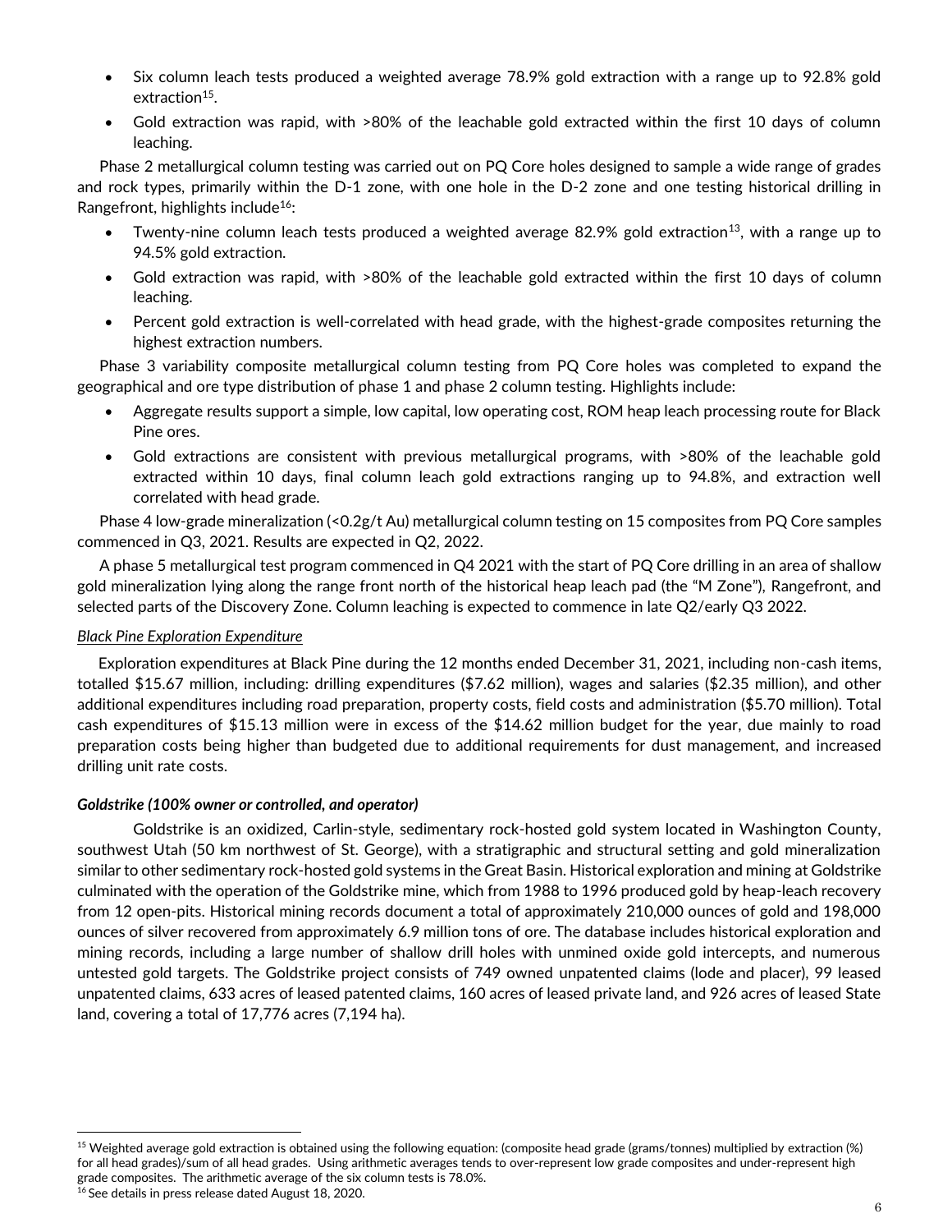- Six column leach tests produced a weighted average 78.9% gold extraction with a range up to 92.8% gold extraction[15].
- Gold extraction was rapid, with >80% of the leachable gold extracted within the first 10 days of column leaching.

Phase 2 metallurgical column testing was carried out on PQ Core holes designed to sample a wide range of grades and rock types, primarily within the D-1 zone, with one hole in the D-2 zone and one testing historical drilling in Rangefront, highlights include[16]:

- Twenty-nine column leach tests produced a weighted average 82.9% gold extraction[13], with a range up to 94.5% gold extraction.
- Gold extraction was rapid, with >80% of the leachable gold extracted within the first 10 days of column leaching.
- Percent gold extraction is well-correlated with head grade, with the highest-grade composites returning the highest extraction numbers.

Phase 3 variability composite metallurgical column testing from PQ Core holes was completed to expand the geographical and ore type distribution of phase 1 and phase 2 column testing. Highlights include:

- Aggregate results support a simple, low capital, low operating cost, ROM heap leach processing route for Black Pine ores.
- Gold extractions are consistent with previous metallurgical programs, with >80% of the leachable gold extracted within 10 days, final column leach gold extractions ranging up to 94.8%, and extraction well correlated with head grade.

Phase 4 low-grade mineralization (<0.2g/t Au) metallurgical column testing on 15 composites from PQ Core samples commenced in Q3, 2021. Results are expected in Q2, 2022.

A phase 5 metallurgical test program commenced in Q4 2021 with the start of PQ Core drilling in an area of shallow gold mineralization lying along the range front north of the historical heap leach pad (the "M Zone"), Rangefront, and selected parts of the Discovery Zone. Column leaching is expected to commence in late Q2/early Q3 2022.

*Black Pine Exploration Expenditure*

Exploration expenditures at Black Pine during the 12 months ended December 31, 2021, including non-cash items, totalled $15.67 million, including: drilling expenditures ($7.62 million), wages and salaries ($2.35 million), and other additional expenditures including road preparation, property costs, field costs and administration ($5.70 million). Total cash expenditures of $15.13 million were in excess of the $14.62 million budget for the year, due mainly to road preparation costs being higher than budgeted due to additional requirements for dust management, and increased drilling unit rate costs.

***Goldstrike (100% owner or controlled, and operator)***

Goldstrike is an oxidized, Carlin-style, sedimentary rock-hosted gold system located in Washington County, southwest Utah (50 km northwest of St. George), with a stratigraphic and structural setting and gold mineralization similar to other sedimentary rock-hosted gold systems in the Great Basin. Historical exploration and mining at Goldstrike culminated with the operation of the Goldstrike mine, which from 1988 to 1996 produced gold by heap-leach recovery from 12 open-pits. Historical mining records document a total of approximately 210,000 ounces of gold and 198,000 ounces of silver recovered from approximately 6.9 million tons of ore. The database includes historical exploration and mining records, including a large number of shallow drill holes with unmined oxide gold intercepts, and numerous untested gold targets. The Goldstrike project consists of 749 owned unpatented claims (lode and placer), 99 leased unpatented claims, 633 acres of leased patented claims, 160 acres of leased private land, and 926 acres of leased State land, covering a total of 17,776 acres (7,194 ha).

---

[15] Weighted average gold extraction is obtained using the following equation: (composite head grade (grams/tonnes) multiplied by extraction (%) for all head grades)/sum of all head grades. Using arithmetic averages tends to over-represent low grade composites and under-represent high grade composites. The arithmetic average of the six column tests is 78.0%.

[16] See details in press release dated August 18, 2020.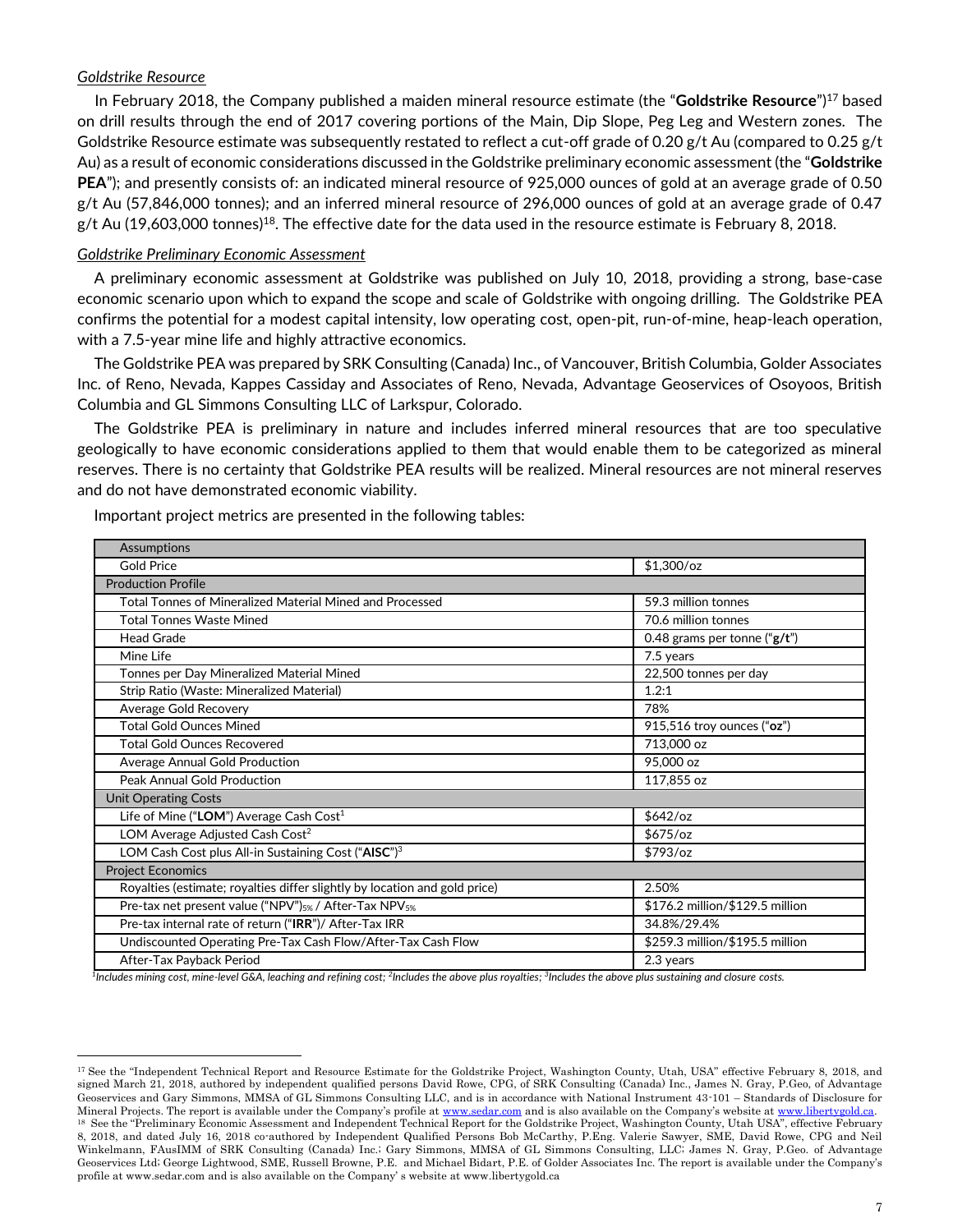*Goldstrike Resource*

In February 2018, the Company published a maiden mineral resource estimate (the "**Goldstrike Resource**")[17] based on drill results through the end of 2017 covering portions of the Main, Dip Slope, Peg Leg and Western zones. The Goldstrike Resource estimate was subsequently restated to reflect a cut-off grade of 0.20 g/t Au (compared to 0.25 g/t Au) as a result of economic considerations discussed in the Goldstrike preliminary economic assessment (the "**Goldstrike PEA**"); and presently consists of: an indicated mineral resource of 925,000 ounces of gold at an average grade of 0.50 g/t Au (57,846,000 tonnes); and an inferred mineral resource of 296,000 ounces of gold at an average grade of 0.47 g/t Au (19,603,000 tonnes)[18]. The effective date for the data used in the resource estimate is February 8, 2018.

*Goldstrike Preliminary Economic Assessment*

A preliminary economic assessment at Goldstrike was published on July 10, 2018, providing a strong, base-case economic scenario upon which to expand the scope and scale of Goldstrike with ongoing drilling. The Goldstrike PEA confirms the potential for a modest capital intensity, low operating cost, open-pit, run-of-mine, heap-leach operation, with a 7.5-year mine life and highly attractive economics.

The Goldstrike PEA was prepared by SRK Consulting (Canada) Inc., of Vancouver, British Columbia, Golder Associates Inc. of Reno, Nevada, Kappes Cassiday and Associates of Reno, Nevada, Advantage Geoservices of Osoyoos, British Columbia and GL Simmons Consulting LLC of Larkspur, Colorado.

The Goldstrike PEA is preliminary in nature and includes inferred mineral resources that are too speculative geologically to have economic considerations applied to them that would enable them to be categorized as mineral reserves. There is no certainty that Goldstrike PEA results will be realized. Mineral resources are not mineral reserves and do not have demonstrated economic viability.

Important project metrics are presented in the following tables:

| Assumptions | |
|---|---|
| Gold Price | $1,300/oz |
| **Production Profile** | |
| Total Tonnes of Mineralized Material Mined and Processed | 59.3 million tonnes |
| Total Tonnes Waste Mined | 70.6 million tonnes |
| Head Grade | 0.48 grams per tonne ("**g/t**") |
| Mine Life | 7.5 years |
| Tonnes per Day Mineralized Material Mined | 22,500 tonnes per day |
| Strip Ratio (Waste: Mineralized Material) | 1.2:1 |
| Average Gold Recovery | 78% |
| Total Gold Ounces Mined | 915,516 troy ounces ("**oz**") |
| Total Gold Ounces Recovered | 713,000 oz |
| Average Annual Gold Production | 95,000 oz |
| Peak Annual Gold Production | 117,855 oz |
| **Unit Operating Costs** | |
| Life of Mine ("**LOM**") Average Cash Cost[1] | $642/oz |
| LOM Average Adjusted Cash Cost[2] | $675/oz |
| LOM Cash Cost plus All-in Sustaining Cost ("**AISC**")[3] | $793/oz |
| **Project Economics** | |
| Royalties (estimate; royalties differ slightly by location and gold price) | 2.50% |
| Pre-tax net present value ("NPV")$_{5\%}$ / After-Tax NPV$_{5\%}$ | $176.2 million/$129.5 million |
| Pre-tax internal rate of return ("**IRR**")/ After-Tax IRR | 34.8%/29.4% |
| Undiscounted Operating Pre-Tax Cash Flow/After-Tax Cash Flow | $259.3 million/$195.5 million |
| After-Tax Payback Period | 2.3 years |

*[1]Includes mining cost, mine-level G&A, leaching and refining cost; [2]Includes the above plus royalties; [3]Includes the above plus sustaining and closure costs.*

---

[17] See the "Independent Technical Report and Resource Estimate for the Goldstrike Project, Washington County, Utah, USA" effective February 8, 2018, and signed March 21, 2018, authored by independent qualified persons David Rowe, CPG, of SRK Consulting (Canada) Inc., James N. Gray, P.Geo, of Advantage Geoservices and Gary Simmons, MMSA of GL Simmons Consulting LLC, and is in accordance with National Instrument 43-101 – Standards of Disclosure for Mineral Projects. The report is available under the Company's profile at www.sedar.com and is also available on the Company's website at www.libertygold.ca.

[18] See the "Preliminary Economic Assessment and Independent Technical Report for the Goldstrike Project, Washington County, Utah USA", effective February 8, 2018, and dated July 16, 2018 co-authored by Independent Qualified Persons Bob McCarthy, P.Eng. Valerie Sawyer, SME, David Rowe, CPG and Neil Winkelmann, FAusIMM of SRK Consulting (Canada) Inc.; Gary Simmons, MMSA of GL Simmons Consulting, LLC; James N. Gray, P.Geo. of Advantage Geoservices Ltd; George Lightwood, SME, Russell Browne, P.E. and Michael Bidart, P.E. of Golder Associates Inc. The report is available under the Company's profile at www.sedar.com and is also available on the Company' s website at www.libertygold.ca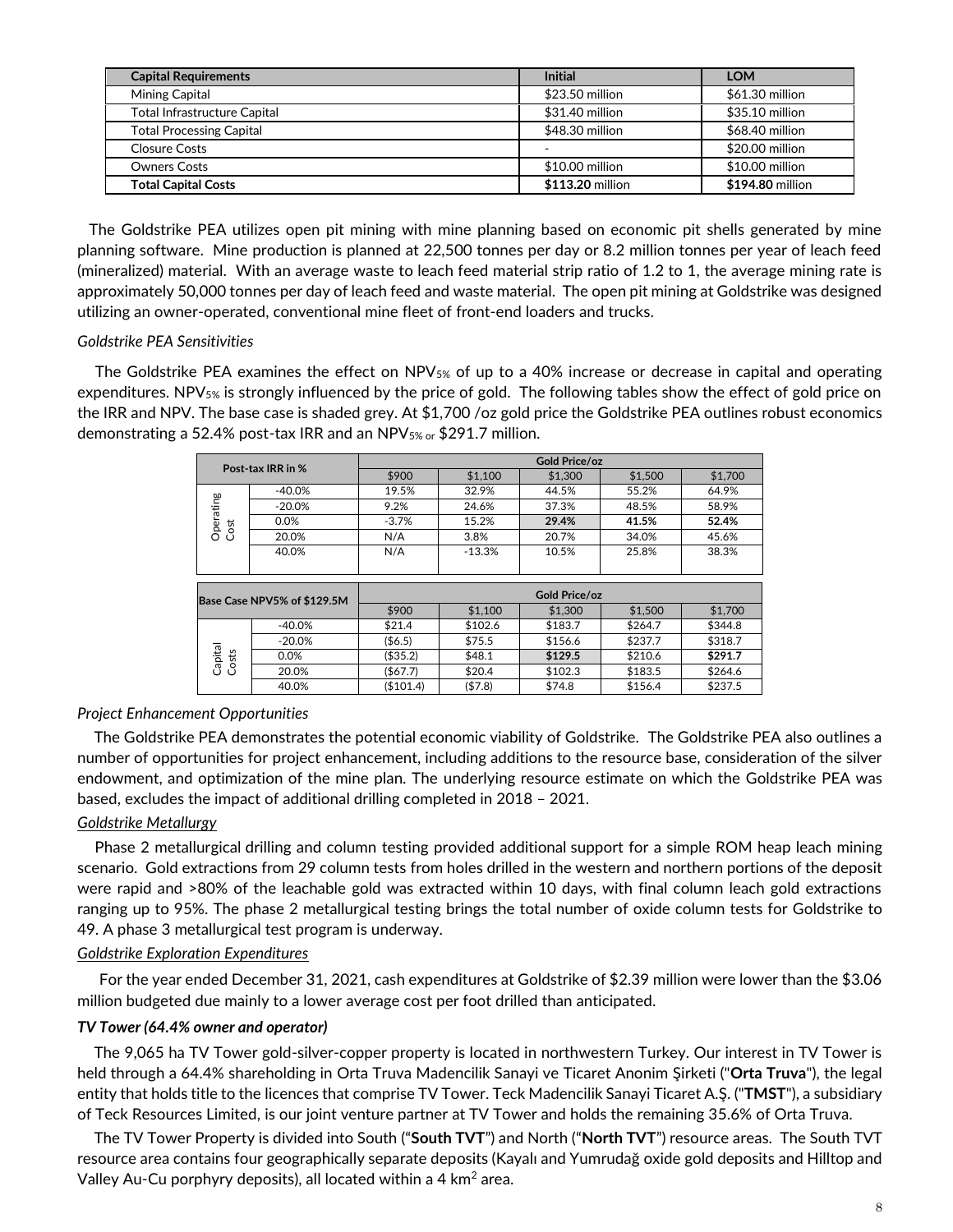| Capital Requirements | Initial | LOM |
|---|---|---|
| Mining Capital | $23.50 million | $61.30 million |
| Total Infrastructure Capital | $31.40 million | $35.10 million |
| Total Processing Capital | $48.30 million | $68.40 million |
| Closure Costs | - | $20.00 million |
| Owners Costs | $10.00 million | $10.00 million |
| **Total Capital Costs** | **$113.20** million | **$194.80** million |

The Goldstrike PEA utilizes open pit mining with mine planning based on economic pit shells generated by mine planning software. Mine production is planned at 22,500 tonnes per day or 8.2 million tonnes per year of leach feed (mineralized) material. With an average waste to leach feed material strip ratio of 1.2 to 1, the average mining rate is approximately 50,000 tonnes per day of leach feed and waste material. The open pit mining at Goldstrike was designed utilizing an owner-operated, conventional mine fleet of front-end loaders and trucks.

*Goldstrike PEA Sensitivities*

The Goldstrike PEA examines the effect on $NPV_{5\%}$ of up to a 40% increase or decrease in capital and operating expenditures. $NPV_{5\%}$ is strongly influenced by the price of gold. The following tables show the effect of gold price on the IRR and NPV. The base case is shaded grey. At $1,700 /oz gold price the Goldstrike PEA outlines robust economics demonstrating a 52.4% post-tax IRR and an $NPV_{5\%}$ or $291.7 million.

| Post-tax IRR in % | | Gold Price/oz | | | | |
|---|---|---|---|---|---|---|
| | | $900 | $1,100 | $1,300 | $1,500 | $1,700 |
| Operating Cost | -40.0% | 19.5% | 32.9% | 44.5% | 55.2% | 64.9% |
| | -20.0% | 9.2% | 24.6% | 37.3% | 48.5% | 58.9% |
| | 0.0% | -3.7% | 15.2% | **29.4%** | **41.5%** | **52.4%** |
| | 20.0% | N/A | 3.8% | 20.7% | 34.0% | 45.6% |
| | 40.0% | N/A | -13.3% | 10.5% | 25.8% | 38.3% |

| Base Case NPV5% of $129.5M | | Gold Price/oz | | | | |
|---|---|---|---|---|---|---|
| | | $900 | $1,100 | $1,300 | $1,500 | $1,700 |
| Capital Costs | -40.0% | $21.4 | $102.6 | $183.7 | $264.7 | $344.8 |
| | -20.0% | ($6.5) | $75.5 | $156.6 | $237.7 | $318.7 |
| | 0.0% | ($35.2) | $48.1 | **$129.5** | $210.6 | **$291.7** |
| | 20.0% | ($67.7) | $20.4 | $102.3 | $183.5 | $264.6 |
| | 40.0% | ($101.4) | ($7.8) | $74.8 | $156.4 | $237.5 |

*Project Enhancement Opportunities*

The Goldstrike PEA demonstrates the potential economic viability of Goldstrike. The Goldstrike PEA also outlines a number of opportunities for project enhancement, including additions to the resource base, consideration of the silver endowment, and optimization of the mine plan. The underlying resource estimate on which the Goldstrike PEA was based, excludes the impact of additional drilling completed in 2018 – 2021.

*Goldstrike Metallurgy*

Phase 2 metallurgical drilling and column testing provided additional support for a simple ROM heap leach mining scenario. Gold extractions from 29 column tests from holes drilled in the western and northern portions of the deposit were rapid and >80% of the leachable gold was extracted within 10 days, with final column leach gold extractions ranging up to 95%. The phase 2 metallurgical testing brings the total number of oxide column tests for Goldstrike to 49. A phase 3 metallurgical test program is underway.

*Goldstrike Exploration Expenditures*

For the year ended December 31, 2021, cash expenditures at Goldstrike of $2.39 million were lower than the $3.06 million budgeted due mainly to a lower average cost per foot drilled than anticipated.

***TV Tower (64.4% owner and operator)***

The 9,065 ha TV Tower gold-silver-copper property is located in northwestern Turkey. Our interest in TV Tower is held through a 64.4% shareholding in Orta Truva Madencilik Sanayi ve Ticaret Anonim Şirketi ("**Orta Truva**"), the legal entity that holds title to the licences that comprise TV Tower. Teck Madencilik Sanayi Ticaret A.Ş. ("**TMST**"), a subsidiary of Teck Resources Limited, is our joint venture partner at TV Tower and holds the remaining 35.6% of Orta Truva.

The TV Tower Property is divided into South ("**South TVT**") and North ("**North TVT**") resource areas. The South TVT resource area contains four geographically separate deposits (Kayalı and Yumrudağ oxide gold deposits and Hilltop and Valley Au-Cu porphyry deposits), all located within a 4 $km^2$ area.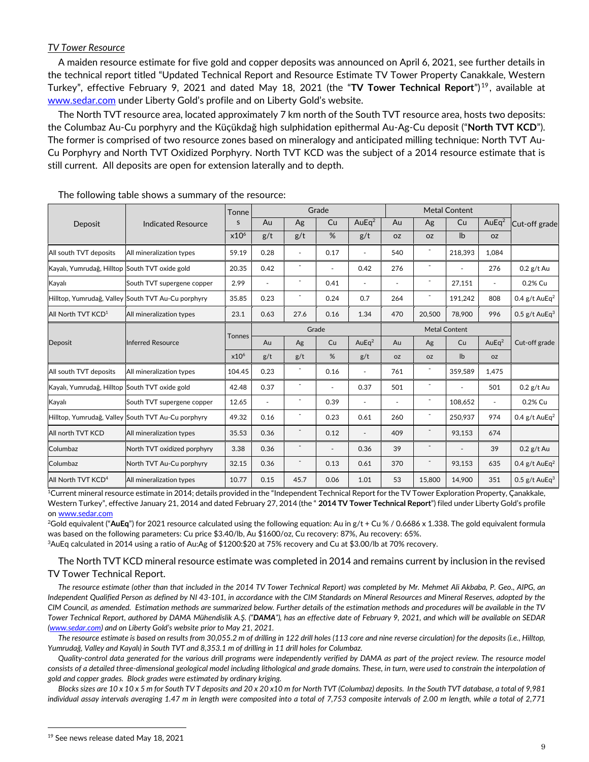*TV Tower Resource*

A maiden resource estimate for five gold and copper deposits was announced on April 6, 2021, see further details in the technical report titled "Updated Technical Report and Resource Estimate TV Tower Property Canakkale, Western Turkey", effective February 9, 2021 and dated May 18, 2021 (the "**TV Tower Technical Report**")[19], available at www.sedar.com under Liberty Gold's profile and on Liberty Gold's website.

The North TVT resource area, located approximately 7 km north of the South TVT resource area, hosts two deposits: the Columbaz Au-Cu porphyry and the Küçükdağ high sulphidation epithermal Au-Ag-Cu deposit ("**North TVT KCD**"). The former is comprised of two resource zones based on mineralogy and anticipated milling technique: North TVT Au-Cu Porphyry and North TVT Oxidized Porphyry. North TVT KCD was the subject of a 2014 resource estimate that is still current. All deposits are open for extension laterally and to depth.

The following table shows a summary of the resource:

| Deposit | Indicated Resource | Tonnes | Grade | | | | Metal Content | | | | Cut-off grade |
|---|---|---|---|---|---|---|---|---|---|---|---|
| | | | Au | Ag | Cu | AuEq[2] | Au | Ag | Cu | AuEq[2] | |
| | | $x10^6$ | g/t | g/t | % | g/t | oz | oz | lb | oz | |
| All south TVT deposits | All mineralization types | 59.19 | 0.28 | - | 0.17 | - | 540 | - | 218,393 | 1,084 | |
| Kayalı, Yumrudağ, Hilltop | South TVT oxide gold | 20.35 | 0.42 | - | - | 0.42 | 276 | - | - | 276 | 0.2 g/t Au |
| Kayalı | South TVT supergene copper | 2.99 | - | - | 0.41 | - | - | - | 27,151 | - | 0.2% Cu |
| Hilltop, Yumrudağ, Valley | South TVT Au-Cu porphyry | 35.85 | 0.23 | - | 0.24 | 0.7 | 264 | - | 191,242 | 808 | 0.4 g/t AuEq[2] |
| All North TVT KCD[1] | All mineralization types | 23.1 | 0.63 | 27.6 | 0.16 | 1.34 | 470 | 20,500 | 78,900 | 996 | 0.5 g/t AuEq[3] |
| **Deposit** | **Inferred Resource** | **Tonnes** | **Grade** | | | | **Metal Content** | | | | **Cut-off grade** |
| | | | Au | Ag | Cu | AuEq[2] | Au | Ag | Cu | AuEq[2] | |
| | | $x10^6$ | g/t | g/t | % | g/t | oz | oz | lb | oz | |
| All south TVT deposits | All mineralization types | 104.45 | 0.23 | - | 0.16 | - | 761 | - | 359,589 | 1,475 | |
| Kayalı, Yumrudağ, Hilltop | South TVT oxide gold | 42.48 | 0.37 | - | - | 0.37 | 501 | - | - | 501 | 0.2 g/t Au |
| Kayalı | South TVT supergene copper | 12.65 | - | - | 0.39 | - | - | - | 108,652 | - | 0.2% Cu |
| Hilltop, Yumrudağ, Valley | South TVT Au-Cu porphyry | 49.32 | 0.16 | - | 0.23 | 0.61 | 260 | - | 250,937 | 974 | 0.4 g/t AuEq[2] |
| All north TVT KCD | All mineralization types | 35.53 | 0.36 | - | 0.12 | - | 409 | - | 93,153 | 674 | |
| Columbaz | North TVT oxidized porphyry | 3.38 | 0.36 | - | - | 0.36 | 39 | - | - | 39 | 0.2 g/t Au |
| Columbaz | North TVT Au-Cu porphyry | 32.15 | 0.36 | - | 0.13 | 0.61 | 370 | - | 93,153 | 635 | 0.4 g/t AuEq[2] |
| All North TVT KCD[4] | All mineralization types | 10.77 | 0.15 | 45.7 | 0.06 | 1.01 | 53 | 15,800 | 14,900 | 351 | 0.5 g/t AuEq[3] |

[1]Current mineral resource estimate in 2014; details provided in the "Independent Technical Report for the TV Tower Exploration Property, Çanakkale, Western Turkey", effective January 21, 2014 and dated February 27, 2014 (the " **2014 TV Tower Technical Report**") filed under Liberty Gold's profile on www.sedar.com

[2]Gold equivalent ("**AuEq**") for 2021 resource calculated using the following equation: Au in g/t + Cu % / 0.6686 x 1.338. The gold equivalent formula was based on the following parameters: Cu price $3.40/lb, Au $1600/oz, Cu recovery: 87%, Au recovery: 65%.

[3]AuEq calculated in 2014 using a ratio of Au:Ag of $1200:$20 at 75% recovery and Cu at $3.00/lb at 70% recovery.

The North TVT KCD mineral resource estimate was completed in 2014 and remains current by inclusion in the revised TV Tower Technical Report.

*The resource estimate (other than that included in the 2014 TV Tower Technical Report) was completed by Mr. Mehmet Ali Akbaba, P. Geo., AIPG, an Independent Qualified Person as defined by NI 43-101, in accordance with the CIM Standards on Mineral Resources and Mineral Reserves, adopted by the CIM Council, as amended. Estimation methods are summarized below. Further details of the estimation methods and procedures will be available in the TV Tower Technical Report, authored by DAMA Mühendislik A.Ş. ("**DAMA**"), has an effective date of February 9, 2021, and which will be available on SEDAR (www.sedar.com) and on Liberty Gold's website prior to May 21, 2021.*

*The resource estimate is based on results from 30,055.2 m of drilling in 122 drill holes (113 core and nine reverse circulation) for the deposits (i.e., Hilltop, Yumrudağ, Valley and Kayalı) in South TVT and 8,353.1 m of drilling in 11 drill holes for Columbaz.*

*Quality-control data generated for the various drill programs were independently verified by DAMA as part of the project review. The resource model consists of a detailed three-dimensional geological model including lithological and grade domains. These, in turn, were used to constrain the interpolation of gold and copper grades. Block grades were estimated by ordinary kriging.*

*Blocks sizes are 10 x 10 x 5 m for South TV T deposits and 20 x 20 x10 m for North TVT (Columbaz) deposits. In the South TVT database, a total of 9,981 individual assay intervals averaging 1.47 m in length were composited into a total of 7,753 composite intervals of 2.00 m length, while a total of 2,771*

[19] See news release dated May 18, 2021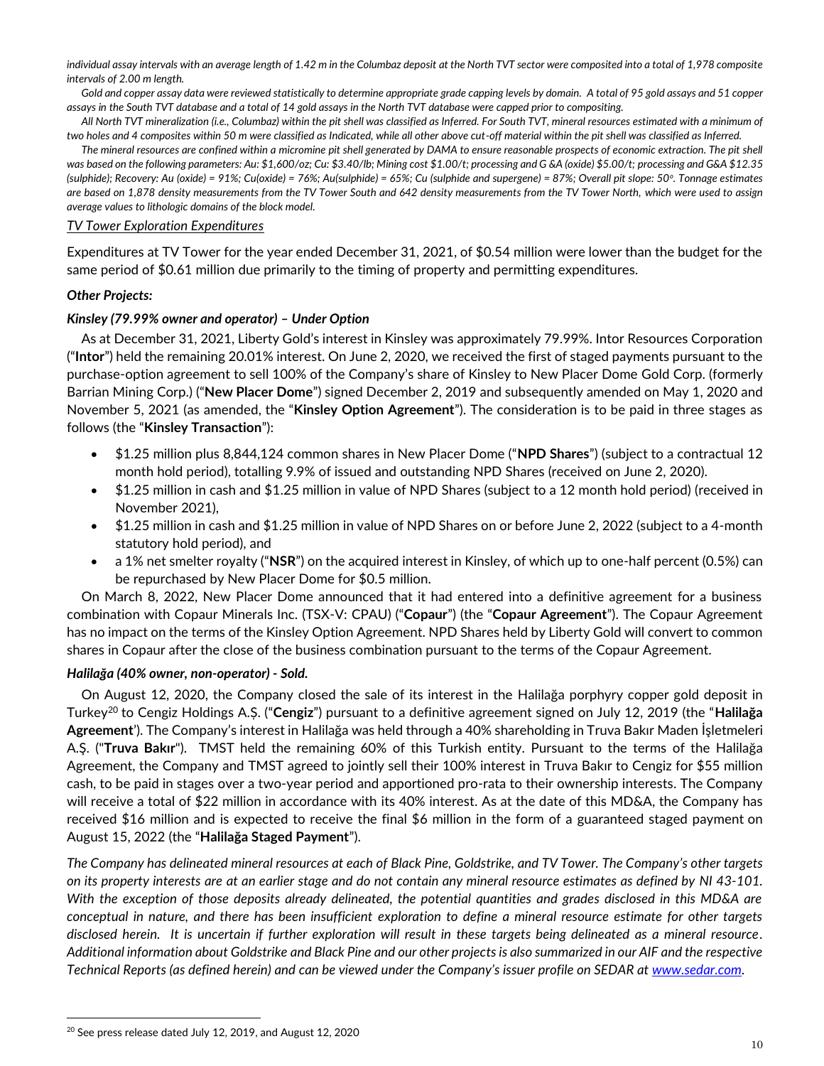*individual assay intervals with an average length of 1.42 m in the Columbaz deposit at the North TVT sector were composited into a total of 1,978 composite intervals of 2.00 m length.*

*Gold and copper assay data were reviewed statistically to determine appropriate grade capping levels by domain. A total of 95 gold assays and 51 copper assays in the South TVT database and a total of 14 gold assays in the North TVT database were capped prior to compositing.*

*All North TVT mineralization (i.e., Columbaz) within the pit shell was classified as Inferred. For South TVT, mineral resources estimated with a minimum of two holes and 4 composites within 50 m were classified as Indicated, while all other above cut-off material within the pit shell was classified as Inferred.*

*The mineral resources are confined within a micromine pit shell generated by DAMA to ensure reasonable prospects of economic extraction. The pit shell was based on the following parameters: Au: $1,600/oz; Cu: $3.40/lb; Mining cost $1.00/t; processing and G &A (oxide) $5.00/t; processing and G&A $12.35 (sulphide); Recovery: Au (oxide) = 91%; Cu(oxide) = 76%; Au(sulphide) = 65%; Cu (sulphide and supergene) = 87%; Overall pit slope: 50°. Tonnage estimates are based on 1,878 density measurements from the TV Tower South and 642 density measurements from the TV Tower North, which were used to assign average values to lithologic domains of the block model.*

*TV Tower Exploration Expenditures*

Expenditures at TV Tower for the year ended December 31, 2021, of $0.54 million were lower than the budget for the same period of $0.61 million due primarily to the timing of property and permitting expenditures.

***Other Projects:***

***Kinsley (79.99% owner and operator) – Under Option***

As at December 31, 2021, Liberty Gold's interest in Kinsley was approximately 79.99%. Intor Resources Corporation ("**Intor**") held the remaining 20.01% interest. On June 2, 2020, we received the first of staged payments pursuant to the purchase-option agreement to sell 100% of the Company's share of Kinsley to New Placer Dome Gold Corp. (formerly Barrian Mining Corp.) ("**New Placer Dome**") signed December 2, 2019 and subsequently amended on May 1, 2020 and November 5, 2021 (as amended, the "**Kinsley Option Agreement**"). The consideration is to be paid in three stages as follows (the "**Kinsley Transaction**"):

- $1.25 million plus 8,844,124 common shares in New Placer Dome ("**NPD Shares**") (subject to a contractual 12 month hold period), totalling 9.9% of issued and outstanding NPD Shares (received on June 2, 2020).
- $1.25 million in cash and $1.25 million in value of NPD Shares (subject to a 12 month hold period) (received in November 2021),
- $1.25 million in cash and $1.25 million in value of NPD Shares on or before June 2, 2022 (subject to a 4-month statutory hold period), and
- a 1% net smelter royalty ("**NSR**") on the acquired interest in Kinsley, of which up to one-half percent (0.5%) can be repurchased by New Placer Dome for $0.5 million.

On March 8, 2022, New Placer Dome announced that it had entered into a definitive agreement for a business combination with Copaur Minerals Inc. (TSX-V: CPAU) ("**Copaur**") (the "**Copaur Agreement**"). The Copaur Agreement has no impact on the terms of the Kinsley Option Agreement. NPD Shares held by Liberty Gold will convert to common shares in Copaur after the close of the business combination pursuant to the terms of the Copaur Agreement.

***Halilağa (40% owner, non-operator) - Sold.***

On August 12, 2020, the Company closed the sale of its interest in the Halilağa porphyry copper gold deposit in Turkey[20] to Cengiz Holdings A.Ş. ("**Cengiz**") pursuant to a definitive agreement signed on July 12, 2019 (the "**Halilağa Agreement**'). The Company's interest in Halilağa was held through a 40% shareholding in Truva Bakır Maden İşletmeleri A.Ş. ("**Truva Bakır**"). TMST held the remaining 60% of this Turkish entity. Pursuant to the terms of the Halilağa Agreement, the Company and TMST agreed to jointly sell their 100% interest in Truva Bakır to Cengiz for $55 million cash, to be paid in stages over a two-year period and apportioned pro-rata to their ownership interests. The Company will receive a total of $22 million in accordance with its 40% interest. As at the date of this MD&A, the Company has received $16 million and is expected to receive the final $6 million in the form of a guaranteed staged payment on August 15, 2022 (the "**Halilağa Staged Payment**").

*The Company has delineated mineral resources at each of Black Pine, Goldstrike, and TV Tower. The Company's other targets on its property interests are at an earlier stage and do not contain any mineral resource estimates as defined by NI 43-101. With the exception of those deposits already delineated, the potential quantities and grades disclosed in this MD&A are conceptual in nature, and there has been insufficient exploration to define a mineral resource estimate for other targets disclosed herein. It is uncertain if further exploration will result in these targets being delineated as a mineral resource. Additional information about Goldstrike and Black Pine and our other projects is also summarized in our AIF and the respective Technical Reports (as defined herein) and can be viewed under the Company's issuer profile on SEDAR at www.sedar.com.*

[20] See press release dated July 12, 2019, and August 12, 2020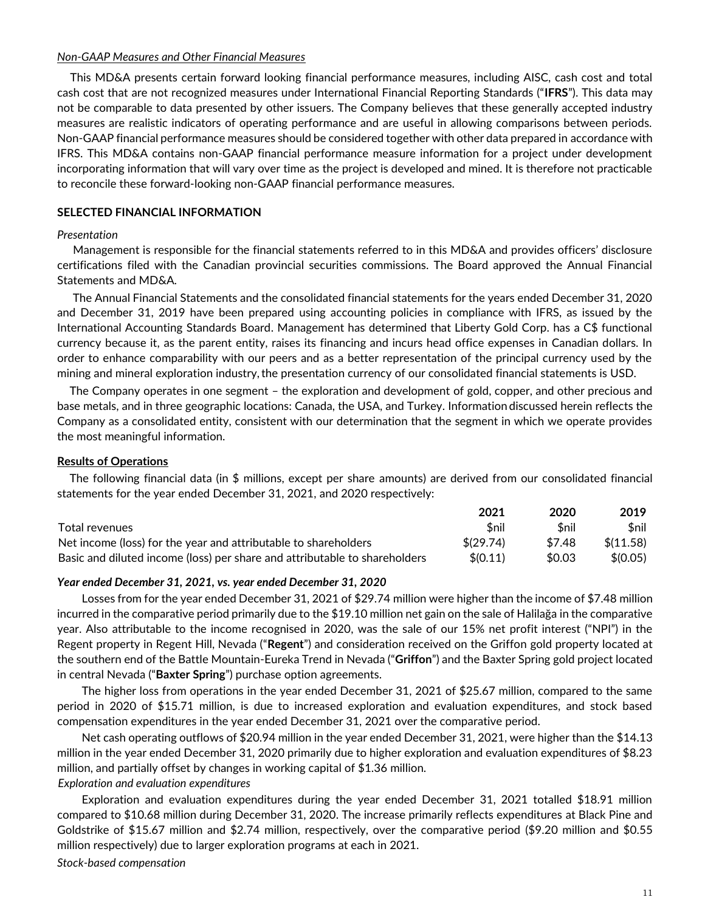*Non-GAAP Measures and Other Financial Measures*

This MD&A presents certain forward looking financial performance measures, including AISC, cash cost and total cash cost that are not recognized measures under International Financial Reporting Standards ("**IFRS**"). This data may not be comparable to data presented by other issuers. The Company believes that these generally accepted industry measures are realistic indicators of operating performance and are useful in allowing comparisons between periods. Non-GAAP financial performance measures should be considered together with other data prepared in accordance with IFRS. This MD&A contains non-GAAP financial performance measure information for a project under development incorporating information that will vary over time as the project is developed and mined. It is therefore not practicable to reconcile these forward-looking non-GAAP financial performance measures.

## SELECTED FINANCIAL INFORMATION

*Presentation*

Management is responsible for the financial statements referred to in this MD&A and provides officers' disclosure certifications filed with the Canadian provincial securities commissions. The Board approved the Annual Financial Statements and MD&A.

The Annual Financial Statements and the consolidated financial statements for the years ended December 31, 2020 and December 31, 2019 have been prepared using accounting policies in compliance with IFRS, as issued by the International Accounting Standards Board. Management has determined that Liberty Gold Corp. has a C$ functional currency because it, as the parent entity, raises its financing and incurs head office expenses in Canadian dollars. In order to enhance comparability with our peers and as a better representation of the principal currency used by the mining and mineral exploration industry, the presentation currency of our consolidated financial statements is USD.

The Company operates in one segment – the exploration and development of gold, copper, and other precious and base metals, and in three geographic locations: Canada, the USA, and Turkey. Information discussed herein reflects the Company as a consolidated entity, consistent with our determination that the segment in which we operate provides the most meaningful information.

**Results of Operations**

The following financial data (in $ millions, except per share amounts) are derived from our consolidated financial statements for the year ended December 31, 2021, and 2020 respectively:

| | 2021 | 2020 | 2019 |
|---|---|---|---|
| Total revenues | $nil | $nil | $nil |
| Net income (loss) for the year and attributable to shareholders | $(29.74) | $7.48 | $(11.58) |
| Basic and diluted income (loss) per share and attributable to shareholders | $(0.11) | $0.03 | $(0.05) |

***Year ended December 31, 2021, vs. year ended December 31, 2020***

Losses from for the year ended December 31, 2021 of $29.74 million were higher than the income of $7.48 million incurred in the comparative period primarily due to the $19.10 million net gain on the sale of Halilağa in the comparative year. Also attributable to the income recognised in 2020, was the sale of our 15% net profit interest ("NPI") in the Regent property in Regent Hill, Nevada ("**Regent**") and consideration received on the Griffon gold property located at the southern end of the Battle Mountain-Eureka Trend in Nevada ("**Griffon**") and the Baxter Spring gold project located in central Nevada ("**Baxter Spring**") purchase option agreements.

The higher loss from operations in the year ended December 31, 2021 of $25.67 million, compared to the same period in 2020 of $15.71 million, is due to increased exploration and evaluation expenditures, and stock based compensation expenditures in the year ended December 31, 2021 over the comparative period.

Net cash operating outflows of $20.94 million in the year ended December 31, 2021, were higher than the $14.13 million in the year ended December 31, 2020 primarily due to higher exploration and evaluation expenditures of $8.23 million, and partially offset by changes in working capital of $1.36 million.

*Exploration and evaluation expenditures*

Exploration and evaluation expenditures during the year ended December 31, 2021 totalled $18.91 million compared to $10.68 million during December 31, 2020. The increase primarily reflects expenditures at Black Pine and Goldstrike of $15.67 million and $2.74 million, respectively, over the comparative period ($9.20 million and $0.55 million respectively) due to larger exploration programs at each in 2021.

*Stock-based compensation*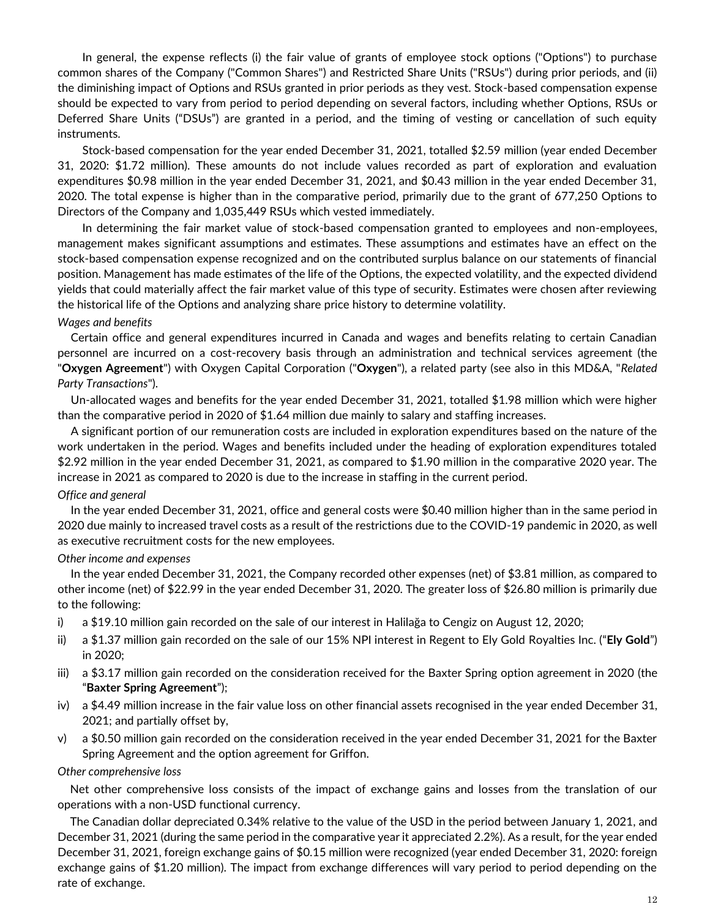In general, the expense reflects (i) the fair value of grants of employee stock options ("Options") to purchase common shares of the Company ("Common Shares") and Restricted Share Units ("RSUs") during prior periods, and (ii) the diminishing impact of Options and RSUs granted in prior periods as they vest. Stock-based compensation expense should be expected to vary from period to period depending on several factors, including whether Options, RSUs or Deferred Share Units ("DSUs") are granted in a period, and the timing of vesting or cancellation of such equity instruments.

Stock-based compensation for the year ended December 31, 2021, totalled \$2.59 million (year ended December 31, 2020: \$1.72 million). These amounts do not include values recorded as part of exploration and evaluation expenditures \$0.98 million in the year ended December 31, 2021, and \$0.43 million in the year ended December 31, 2020. The total expense is higher than in the comparative period, primarily due to the grant of 677,250 Options to Directors of the Company and 1,035,449 RSUs which vested immediately.

In determining the fair market value of stock-based compensation granted to employees and non-employees, management makes significant assumptions and estimates. These assumptions and estimates have an effect on the stock-based compensation expense recognized and on the contributed surplus balance on our statements of financial position. Management has made estimates of the life of the Options, the expected volatility, and the expected dividend yields that could materially affect the fair market value of this type of security. Estimates were chosen after reviewing the historical life of the Options and analyzing share price history to determine volatility.

*Wages and benefits*

Certain office and general expenditures incurred in Canada and wages and benefits relating to certain Canadian personnel are incurred on a cost-recovery basis through an administration and technical services agreement (the "**Oxygen Agreement**") with Oxygen Capital Corporation ("**Oxygen**"), a related party (see also in this MD&A, "*Related Party Transactions*").

Un-allocated wages and benefits for the year ended December 31, 2021, totalled \$1.98 million which were higher than the comparative period in 2020 of \$1.64 million due mainly to salary and staffing increases.

A significant portion of our remuneration costs are included in exploration expenditures based on the nature of the work undertaken in the period. Wages and benefits included under the heading of exploration expenditures totaled \$2.92 million in the year ended December 31, 2021, as compared to \$1.90 million in the comparative 2020 year. The increase in 2021 as compared to 2020 is due to the increase in staffing in the current period.

*Office and general*

In the year ended December 31, 2021, office and general costs were \$0.40 million higher than in the same period in 2020 due mainly to increased travel costs as a result of the restrictions due to the COVID-19 pandemic in 2020, as well as executive recruitment costs for the new employees.

*Other income and expenses*

In the year ended December 31, 2021, the Company recorded other expenses (net) of \$3.81 million, as compared to other income (net) of \$22.99 in the year ended December 31, 2020. The greater loss of \$26.80 million is primarily due to the following:

i) a \$19.10 million gain recorded on the sale of our interest in Halilağa to Cengiz on August 12, 2020;
ii) a \$1.37 million gain recorded on the sale of our 15% NPI interest in Regent to Ely Gold Royalties Inc. ("**Ely Gold**") in 2020;
iii) a \$3.17 million gain recorded on the consideration received for the Baxter Spring option agreement in 2020 (the "**Baxter Spring Agreement**");
iv) a \$4.49 million increase in the fair value loss on other financial assets recognised in the year ended December 31, 2021; and partially offset by,
v) a \$0.50 million gain recorded on the consideration received in the year ended December 31, 2021 for the Baxter Spring Agreement and the option agreement for Griffon.

*Other comprehensive loss*

Net other comprehensive loss consists of the impact of exchange gains and losses from the translation of our operations with a non-USD functional currency.

The Canadian dollar depreciated 0.34% relative to the value of the USD in the period between January 1, 2021, and December 31, 2021 (during the same period in the comparative year it appreciated 2.2%). As a result, for the year ended December 31, 2021, foreign exchange gains of \$0.15 million were recognized (year ended December 31, 2020: foreign exchange gains of \$1.20 million). The impact from exchange differences will vary period to period depending on the rate of exchange.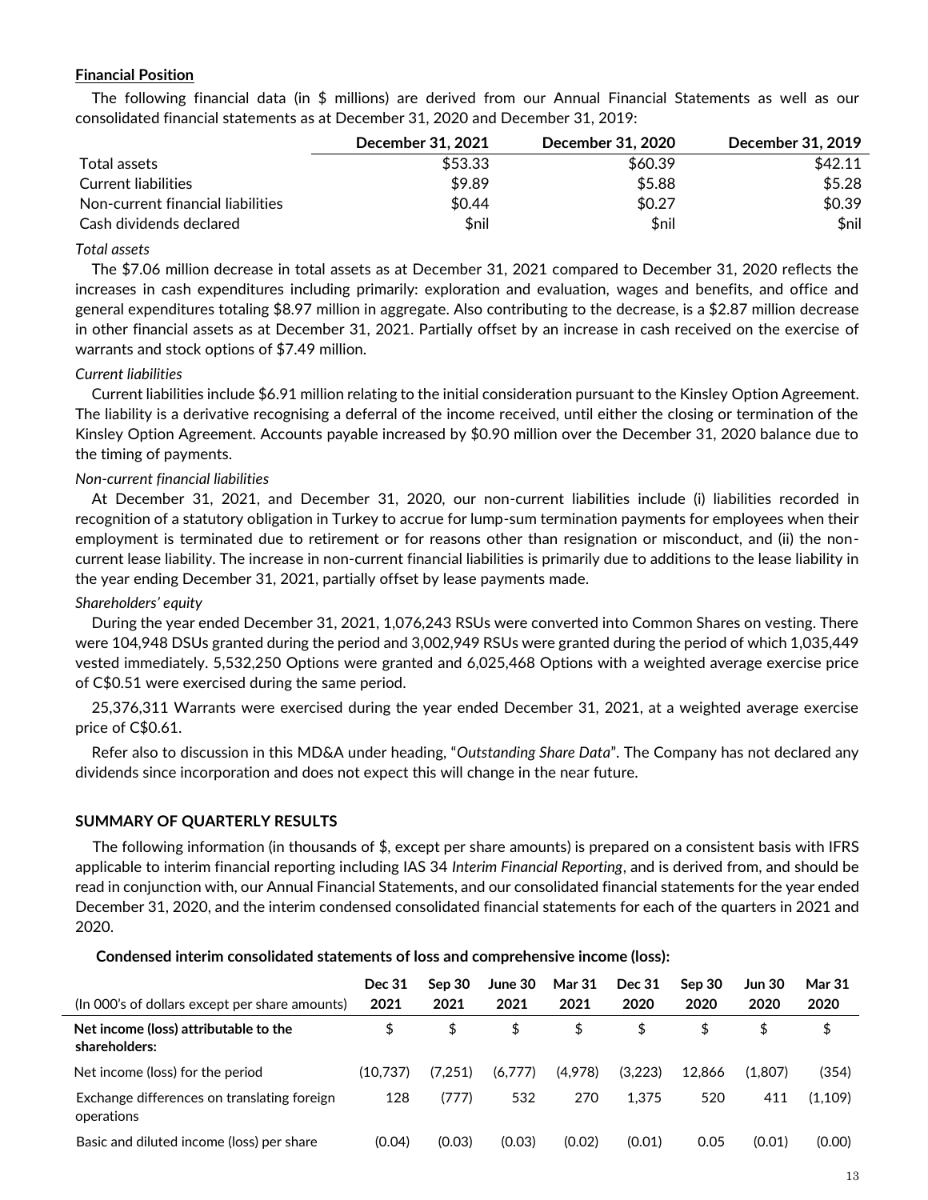**Financial Position**

The following financial data (in $ millions) are derived from our Annual Financial Statements as well as our consolidated financial statements as at December 31, 2020 and December 31, 2019:

| | December 31, 2021 | December 31, 2020 | December 31, 2019 |
|---|---|---|---|
| Total assets | $53.33 | $60.39 | $42.11 |
| Current liabilities | $9.89 | $5.88 | $5.28 |
| Non-current financial liabilities | $0.44 | $0.27 | $0.39 |
| Cash dividends declared | $nil | $nil | $nil |

*Total assets*

The $7.06 million decrease in total assets as at December 31, 2021 compared to December 31, 2020 reflects the increases in cash expenditures including primarily: exploration and evaluation, wages and benefits, and office and general expenditures totaling $8.97 million in aggregate. Also contributing to the decrease, is a $2.87 million decrease in other financial assets as at December 31, 2021. Partially offset by an increase in cash received on the exercise of warrants and stock options of $7.49 million.

*Current liabilities*

Current liabilities include $6.91 million relating to the initial consideration pursuant to the Kinsley Option Agreement. The liability is a derivative recognising a deferral of the income received, until either the closing or termination of the Kinsley Option Agreement. Accounts payable increased by $0.90 million over the December 31, 2020 balance due to the timing of payments.

*Non-current financial liabilities*

At December 31, 2021, and December 31, 2020, our non-current liabilities include (i) liabilities recorded in recognition of a statutory obligation in Turkey to accrue for lump-sum termination payments for employees when their employment is terminated due to retirement or for reasons other than resignation or misconduct, and (ii) the non-current lease liability. The increase in non-current financial liabilities is primarily due to additions to the lease liability in the year ending December 31, 2021, partially offset by lease payments made.

*Shareholders' equity*

During the year ended December 31, 2021, 1,076,243 RSUs were converted into Common Shares on vesting. There were 104,948 DSUs granted during the period and 3,002,949 RSUs were granted during the period of which 1,035,449 vested immediately. 5,532,250 Options were granted and 6,025,468 Options with a weighted average exercise price of C$0.51 were exercised during the same period.

25,376,311 Warrants were exercised during the year ended December 31, 2021, at a weighted average exercise price of C$0.61.

Refer also to discussion in this MD&A under heading, "*Outstanding Share Data*". The Company has not declared any dividends since incorporation and does not expect this will change in the near future.

## SUMMARY OF QUARTERLY RESULTS

The following information (in thousands of $, except per share amounts) is prepared on a consistent basis with IFRS applicable to interim financial reporting including IAS 34 *Interim Financial Reporting*, and is derived from, and should be read in conjunction with, our Annual Financial Statements, and our consolidated financial statements for the year ended December 31, 2020, and the interim condensed consolidated financial statements for each of the quarters in 2021 and 2020.

**Condensed interim consolidated statements of loss and comprehensive income (loss):**

| (In 000's of dollars except per share amounts) | Dec 31 2021 | Sep 30 2021 | June 30 2021 | Mar 31 2021 | Dec 31 2020 | Sep 30 2020 | Jun 30 2020 | Mar 31 2020 |
|---|---|---|---|---|---|---|---|---|
| **Net income (loss) attributable to the shareholders:** | $ | $ | $ | $ | $ | $ | $ | $ |
| Net income (loss) for the period | (10,737) | (7,251) | (6,777) | (4,978) | (3,223) | 12,866 | (1,807) | (354) |
| Exchange differences on translating foreign operations | 128 | (777) | 532 | 270 | 1,375 | 520 | 411 | (1,109) |
| Basic and diluted income (loss) per share | (0.04) | (0.03) | (0.03) | (0.02) | (0.01) | 0.05 | (0.01) | (0.00) |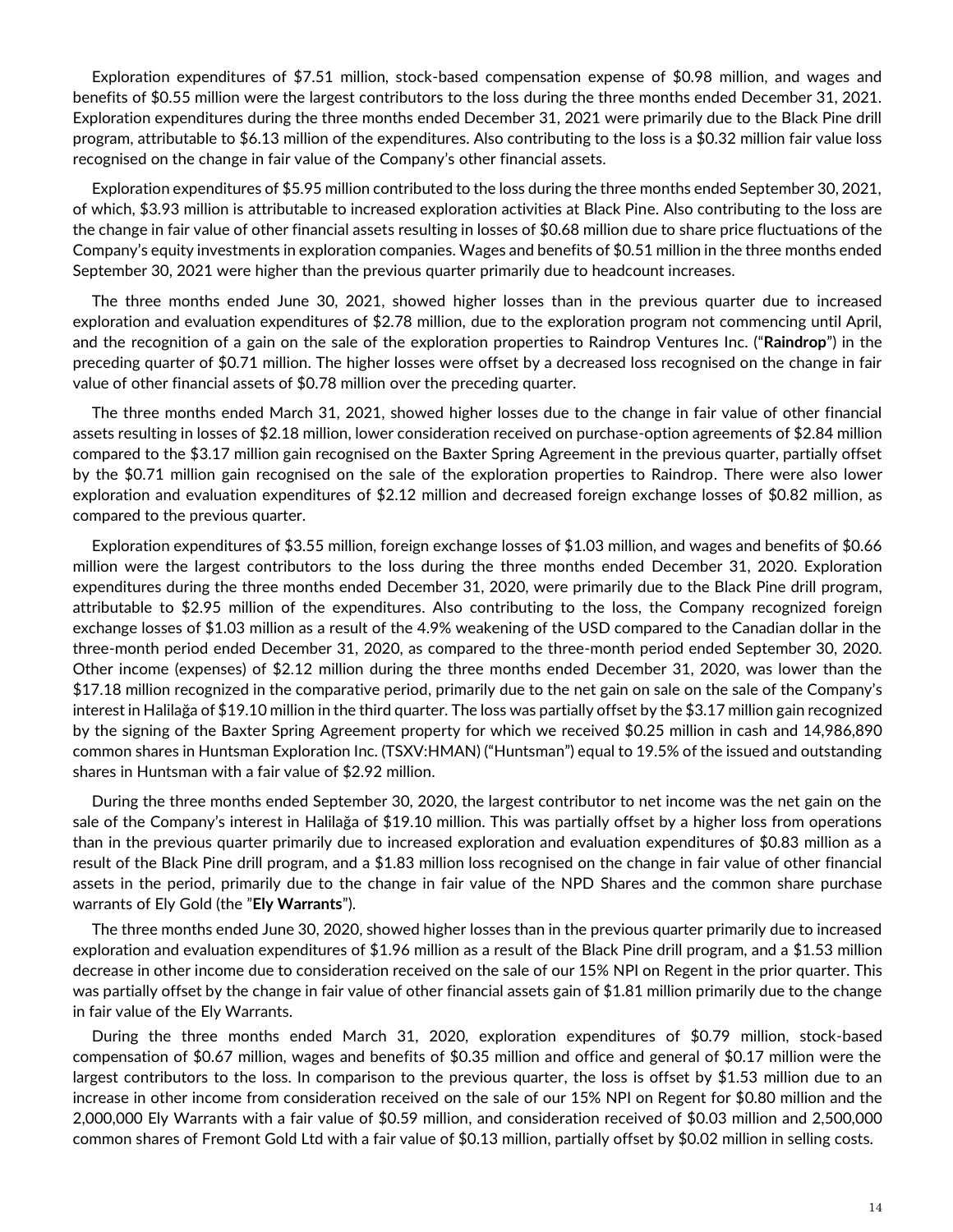Exploration expenditures of $7.51 million, stock-based compensation expense of $0.98 million, and wages and benefits of $0.55 million were the largest contributors to the loss during the three months ended December 31, 2021. Exploration expenditures during the three months ended December 31, 2021 were primarily due to the Black Pine drill program, attributable to $6.13 million of the expenditures. Also contributing to the loss is a $0.32 million fair value loss recognised on the change in fair value of the Company's other financial assets.

Exploration expenditures of $5.95 million contributed to the loss during the three months ended September 30, 2021, of which, $3.93 million is attributable to increased exploration activities at Black Pine. Also contributing to the loss are the change in fair value of other financial assets resulting in losses of $0.68 million due to share price fluctuations of the Company's equity investments in exploration companies. Wages and benefits of $0.51 million in the three months ended September 30, 2021 were higher than the previous quarter primarily due to headcount increases.

The three months ended June 30, 2021, showed higher losses than in the previous quarter due to increased exploration and evaluation expenditures of $2.78 million, due to the exploration program not commencing until April, and the recognition of a gain on the sale of the exploration properties to Raindrop Ventures Inc. ("**Raindrop**") in the preceding quarter of $0.71 million. The higher losses were offset by a decreased loss recognised on the change in fair value of other financial assets of $0.78 million over the preceding quarter.

The three months ended March 31, 2021, showed higher losses due to the change in fair value of other financial assets resulting in losses of $2.18 million, lower consideration received on purchase-option agreements of $2.84 million compared to the $3.17 million gain recognised on the Baxter Spring Agreement in the previous quarter, partially offset by the $0.71 million gain recognised on the sale of the exploration properties to Raindrop. There were also lower exploration and evaluation expenditures of $2.12 million and decreased foreign exchange losses of $0.82 million, as compared to the previous quarter.

Exploration expenditures of $3.55 million, foreign exchange losses of $1.03 million, and wages and benefits of $0.66 million were the largest contributors to the loss during the three months ended December 31, 2020. Exploration expenditures during the three months ended December 31, 2020, were primarily due to the Black Pine drill program, attributable to $2.95 million of the expenditures. Also contributing to the loss, the Company recognized foreign exchange losses of $1.03 million as a result of the 4.9% weakening of the USD compared to the Canadian dollar in the three-month period ended December 31, 2020, as compared to the three-month period ended September 30, 2020. Other income (expenses) of $2.12 million during the three months ended December 31, 2020, was lower than the $17.18 million recognized in the comparative period, primarily due to the net gain on sale on the sale of the Company's interest in Halilağa of $19.10 million in the third quarter. The loss was partially offset by the $3.17 million gain recognized by the signing of the Baxter Spring Agreement property for which we received $0.25 million in cash and 14,986,890 common shares in Huntsman Exploration Inc. (TSXV:HMAN) ("Huntsman") equal to 19.5% of the issued and outstanding shares in Huntsman with a fair value of $2.92 million.

During the three months ended September 30, 2020, the largest contributor to net income was the net gain on the sale of the Company's interest in Halilağa of $19.10 million. This was partially offset by a higher loss from operations than in the previous quarter primarily due to increased exploration and evaluation expenditures of $0.83 million as a result of the Black Pine drill program, and a $1.83 million loss recognised on the change in fair value of other financial assets in the period, primarily due to the change in fair value of the NPD Shares and the common share purchase warrants of Ely Gold (the "**Ely Warrants**").

The three months ended June 30, 2020, showed higher losses than in the previous quarter primarily due to increased exploration and evaluation expenditures of $1.96 million as a result of the Black Pine drill program, and a $1.53 million decrease in other income due to consideration received on the sale of our 15% NPI on Regent in the prior quarter. This was partially offset by the change in fair value of other financial assets gain of $1.81 million primarily due to the change in fair value of the Ely Warrants.

During the three months ended March 31, 2020, exploration expenditures of $0.79 million, stock-based compensation of $0.67 million, wages and benefits of $0.35 million and office and general of $0.17 million were the largest contributors to the loss. In comparison to the previous quarter, the loss is offset by $1.53 million due to an increase in other income from consideration received on the sale of our 15% NPI on Regent for $0.80 million and the 2,000,000 Ely Warrants with a fair value of $0.59 million, and consideration received of $0.03 million and 2,500,000 common shares of Fremont Gold Ltd with a fair value of $0.13 million, partially offset by $0.02 million in selling costs.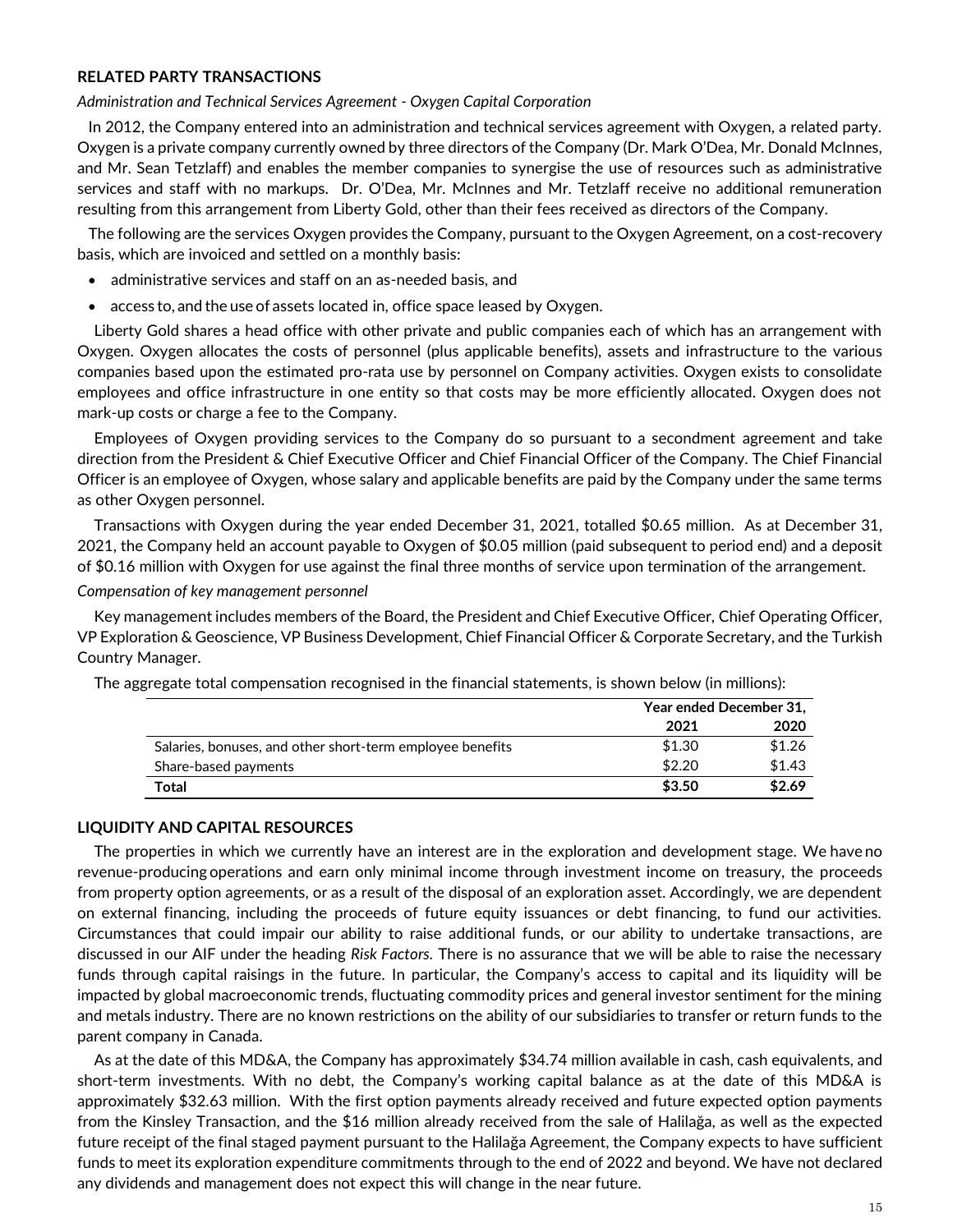## RELATED PARTY TRANSACTIONS

*Administration and Technical Services Agreement - Oxygen Capital Corporation*

In 2012, the Company entered into an administration and technical services agreement with Oxygen, a related party. Oxygen is a private company currently owned by three directors of the Company (Dr. Mark O'Dea, Mr. Donald McInnes, and Mr. Sean Tetzlaff) and enables the member companies to synergise the use of resources such as administrative services and staff with no markups. Dr. O'Dea, Mr. McInnes and Mr. Tetzlaff receive no additional remuneration resulting from this arrangement from Liberty Gold, other than their fees received as directors of the Company.

The following are the services Oxygen provides the Company, pursuant to the Oxygen Agreement, on a cost-recovery basis, which are invoiced and settled on a monthly basis:

- administrative services and staff on an as-needed basis, and
- access to, and the use of assets located in, office space leased by Oxygen.

Liberty Gold shares a head office with other private and public companies each of which has an arrangement with Oxygen. Oxygen allocates the costs of personnel (plus applicable benefits), assets and infrastructure to the various companies based upon the estimated pro-rata use by personnel on Company activities. Oxygen exists to consolidate employees and office infrastructure in one entity so that costs may be more efficiently allocated. Oxygen does not mark-up costs or charge a fee to the Company.

Employees of Oxygen providing services to the Company do so pursuant to a secondment agreement and take direction from the President & Chief Executive Officer and Chief Financial Officer of the Company. The Chief Financial Officer is an employee of Oxygen, whose salary and applicable benefits are paid by the Company under the same terms as other Oxygen personnel.

Transactions with Oxygen during the year ended December 31, 2021, totalled $0.65 million. As at December 31, 2021, the Company held an account payable to Oxygen of $0.05 million (paid subsequent to period end) and a deposit of $0.16 million with Oxygen for use against the final three months of service upon termination of the arrangement.

*Compensation of key management personnel*

Key management includes members of the Board, the President and Chief Executive Officer, Chief Operating Officer, VP Exploration & Geoscience, VP Business Development, Chief Financial Officer & Corporate Secretary, and the Turkish Country Manager.

The aggregate total compensation recognised in the financial statements, is shown below (in millions):

| | Year ended December 31, | |
|---|---|---|
| | **2021** | **2020** |
| Salaries, bonuses, and other short-term employee benefits | $1.30 | $1.26 |
| Share-based payments | $2.20 | $1.43 |
| **Total** | **$3.50** | **$2.69** |

## LIQUIDITY AND CAPITAL RESOURCES

The properties in which we currently have an interest are in the exploration and development stage. We have no revenue-producing operations and earn only minimal income through investment income on treasury, the proceeds from property option agreements, or as a result of the disposal of an exploration asset. Accordingly, we are dependent on external financing, including the proceeds of future equity issuances or debt financing, to fund our activities. Circumstances that could impair our ability to raise additional funds, or our ability to undertake transactions, are discussed in our AIF under the heading *Risk Factors.* There is no assurance that we will be able to raise the necessary funds through capital raisings in the future. In particular, the Company's access to capital and its liquidity will be impacted by global macroeconomic trends, fluctuating commodity prices and general investor sentiment for the mining and metals industry. There are no known restrictions on the ability of our subsidiaries to transfer or return funds to the parent company in Canada.

As at the date of this MD&A, the Company has approximately $34.74 million available in cash, cash equivalents, and short-term investments. With no debt, the Company's working capital balance as at the date of this MD&A is approximately $32.63 million. With the first option payments already received and future expected option payments from the Kinsley Transaction, and the $16 million already received from the sale of Halilağa, as well as the expected future receipt of the final staged payment pursuant to the Halilağa Agreement, the Company expects to have sufficient funds to meet its exploration expenditure commitments through to the end of 2022 and beyond. We have not declared any dividends and management does not expect this will change in the near future.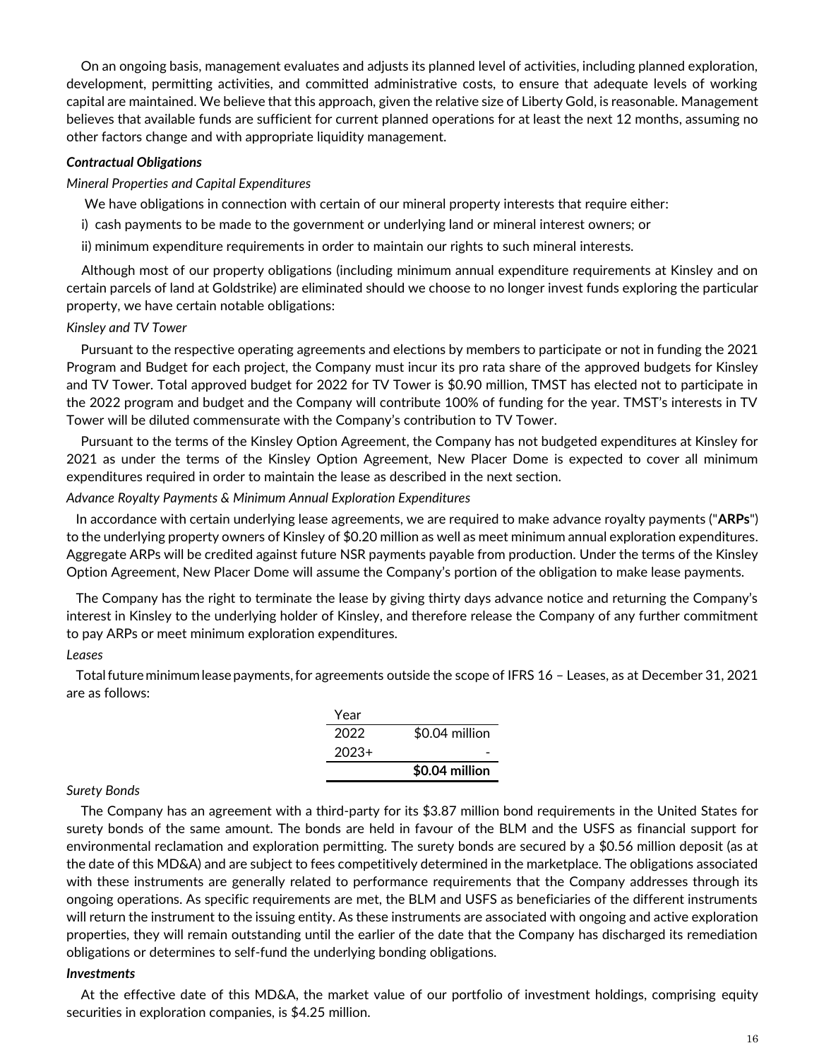On an ongoing basis, management evaluates and adjusts its planned level of activities, including planned exploration, development, permitting activities, and committed administrative costs, to ensure that adequate levels of working capital are maintained. We believe that this approach, given the relative size of Liberty Gold, is reasonable. Management believes that available funds are sufficient for current planned operations for at least the next 12 months, assuming no other factors change and with appropriate liquidity management.

***Contractual Obligations***

*Mineral Properties and Capital Expenditures*

We have obligations in connection with certain of our mineral property interests that require either:

i) cash payments to be made to the government or underlying land or mineral interest owners; or

ii) minimum expenditure requirements in order to maintain our rights to such mineral interests.

Although most of our property obligations (including minimum annual expenditure requirements at Kinsley and on certain parcels of land at Goldstrike) are eliminated should we choose to no longer invest funds exploring the particular property, we have certain notable obligations:

*Kinsley and TV Tower*

Pursuant to the respective operating agreements and elections by members to participate or not in funding the 2021 Program and Budget for each project, the Company must incur its pro rata share of the approved budgets for Kinsley and TV Tower. Total approved budget for 2022 for TV Tower is $0.90 million, TMST has elected not to participate in the 2022 program and budget and the Company will contribute 100% of funding for the year. TMST's interests in TV Tower will be diluted commensurate with the Company's contribution to TV Tower.

Pursuant to the terms of the Kinsley Option Agreement, the Company has not budgeted expenditures at Kinsley for 2021 as under the terms of the Kinsley Option Agreement, New Placer Dome is expected to cover all minimum expenditures required in order to maintain the lease as described in the next section.

*Advance Royalty Payments & Minimum Annual Exploration Expenditures*

In accordance with certain underlying lease agreements, we are required to make advance royalty payments ("**ARPs**") to the underlying property owners of Kinsley of $0.20 million as well as meet minimum annual exploration expenditures. Aggregate ARPs will be credited against future NSR payments payable from production. Under the terms of the Kinsley Option Agreement, New Placer Dome will assume the Company's portion of the obligation to make lease payments.

The Company has the right to terminate the lease by giving thirty days advance notice and returning the Company's interest in Kinsley to the underlying holder of Kinsley, and therefore release the Company of any further commitment to pay ARPs or meet minimum exploration expenditures.

*Leases*

Total future minimum lease payments, for agreements outside the scope of IFRS 16 – Leases, as at December 31, 2021 are as follows:

| Year | |
|---|---|
| 2022 | $0.04 million |
| 2023+ | - |
| | **$0.04 million** |

*Surety Bonds*

The Company has an agreement with a third-party for its $3.87 million bond requirements in the United States for surety bonds of the same amount. The bonds are held in favour of the BLM and the USFS as financial support for environmental reclamation and exploration permitting. The surety bonds are secured by a $0.56 million deposit (as at the date of this MD&A) and are subject to fees competitively determined in the marketplace. The obligations associated with these instruments are generally related to performance requirements that the Company addresses through its ongoing operations. As specific requirements are met, the BLM and USFS as beneficiaries of the different instruments will return the instrument to the issuing entity. As these instruments are associated with ongoing and active exploration properties, they will remain outstanding until the earlier of the date that the Company has discharged its remediation obligations or determines to self-fund the underlying bonding obligations.

***Investments***

At the effective date of this MD&A, the market value of our portfolio of investment holdings, comprising equity securities in exploration companies, is $4.25 million.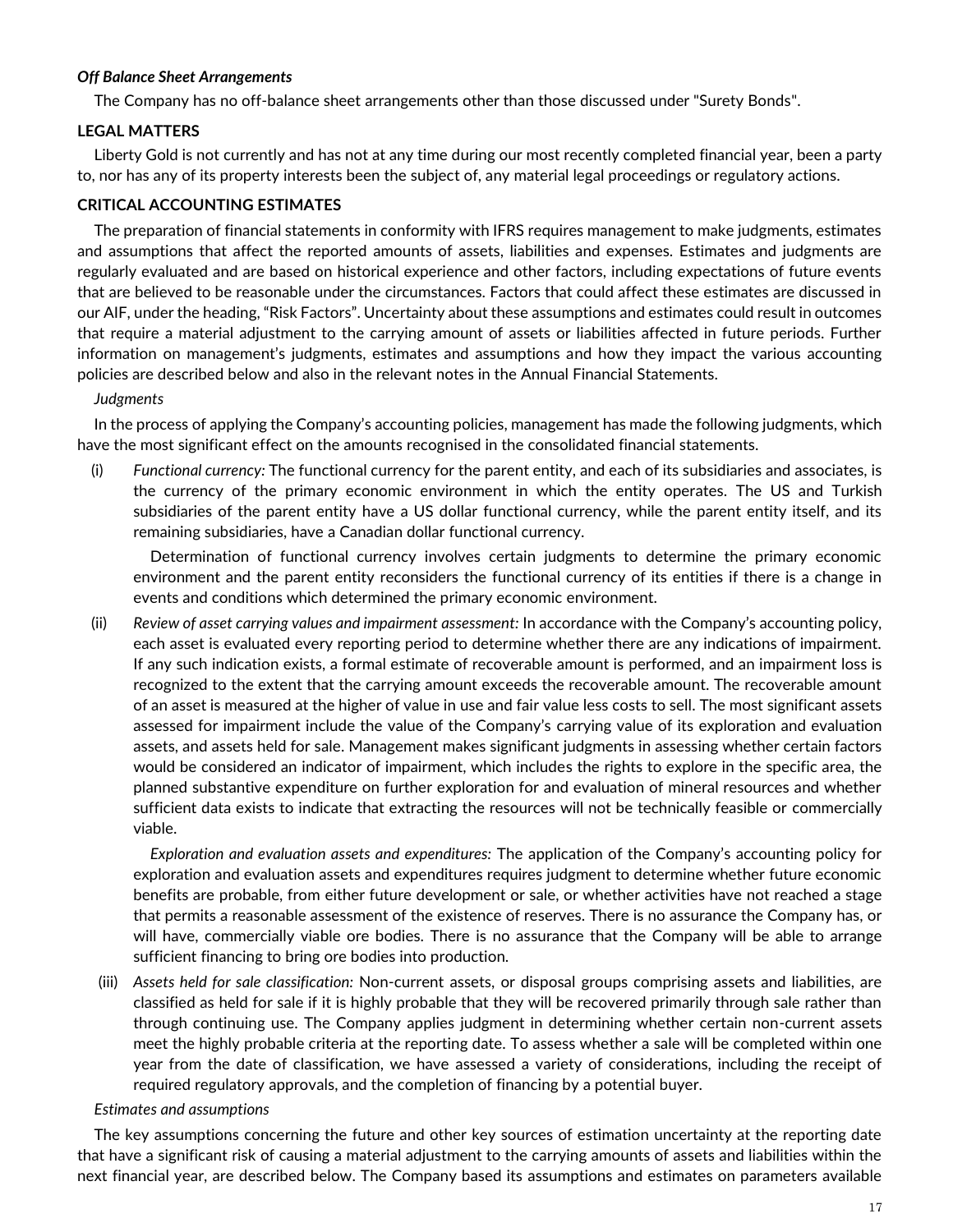***Off Balance Sheet Arrangements***

The Company has no off-balance sheet arrangements other than those discussed under "Surety Bonds".

**LEGAL MATTERS**

Liberty Gold is not currently and has not at any time during our most recently completed financial year, been a party to, nor has any of its property interests been the subject of, any material legal proceedings or regulatory actions.

**CRITICAL ACCOUNTING ESTIMATES**

The preparation of financial statements in conformity with IFRS requires management to make judgments, estimates and assumptions that affect the reported amounts of assets, liabilities and expenses. Estimates and judgments are regularly evaluated and are based on historical experience and other factors, including expectations of future events that are believed to be reasonable under the circumstances. Factors that could affect these estimates are discussed in our AIF, under the heading, "Risk Factors". Uncertainty about these assumptions and estimates could result in outcomes that require a material adjustment to the carrying amount of assets or liabilities affected in future periods. Further information on management's judgments, estimates and assumptions and how they impact the various accounting policies are described below and also in the relevant notes in the Annual Financial Statements.

*Judgments*

In the process of applying the Company's accounting policies, management has made the following judgments, which have the most significant effect on the amounts recognised in the consolidated financial statements.

(i) *Functional currency:* The functional currency for the parent entity, and each of its subsidiaries and associates, is the currency of the primary economic environment in which the entity operates. The US and Turkish subsidiaries of the parent entity have a US dollar functional currency, while the parent entity itself, and its remaining subsidiaries, have a Canadian dollar functional currency.

Determination of functional currency involves certain judgments to determine the primary economic environment and the parent entity reconsiders the functional currency of its entities if there is a change in events and conditions which determined the primary economic environment.

(ii) *Review of asset carrying values and impairment assessment:* In accordance with the Company's accounting policy, each asset is evaluated every reporting period to determine whether there are any indications of impairment. If any such indication exists, a formal estimate of recoverable amount is performed, and an impairment loss is recognized to the extent that the carrying amount exceeds the recoverable amount. The recoverable amount of an asset is measured at the higher of value in use and fair value less costs to sell. The most significant assets assessed for impairment include the value of the Company's carrying value of its exploration and evaluation assets, and assets held for sale. Management makes significant judgments in assessing whether certain factors would be considered an indicator of impairment, which includes the rights to explore in the specific area, the planned substantive expenditure on further exploration for and evaluation of mineral resources and whether sufficient data exists to indicate that extracting the resources will not be technically feasible or commercially viable.

*Exploration and evaluation assets and expenditures:* The application of the Company's accounting policy for exploration and evaluation assets and expenditures requires judgment to determine whether future economic benefits are probable, from either future development or sale, or whether activities have not reached a stage that permits a reasonable assessment of the existence of reserves. There is no assurance the Company has, or will have, commercially viable ore bodies. There is no assurance that the Company will be able to arrange sufficient financing to bring ore bodies into production.

(iii) *Assets held for sale classification:* Non-current assets, or disposal groups comprising assets and liabilities, are classified as held for sale if it is highly probable that they will be recovered primarily through sale rather than through continuing use. The Company applies judgment in determining whether certain non-current assets meet the highly probable criteria at the reporting date. To assess whether a sale will be completed within one year from the date of classification, we have assessed a variety of considerations, including the receipt of required regulatory approvals, and the completion of financing by a potential buyer.

*Estimates and assumptions*

The key assumptions concerning the future and other key sources of estimation uncertainty at the reporting date that have a significant risk of causing a material adjustment to the carrying amounts of assets and liabilities within the next financial year, are described below. The Company based its assumptions and estimates on parameters available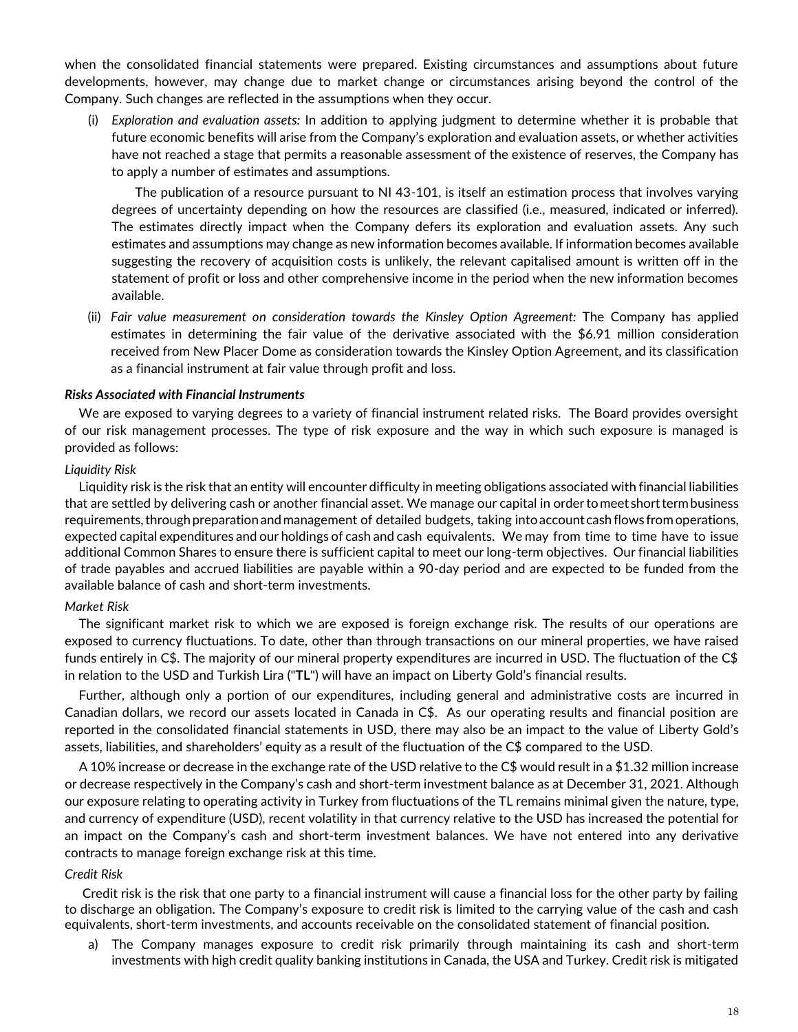when the consolidated financial statements were prepared. Existing circumstances and assumptions about future developments, however, may change due to market change or circumstances arising beyond the control of the Company. Such changes are reflected in the assumptions when they occur.

(i) *Exploration and evaluation assets:* In addition to applying judgment to determine whether it is probable that future economic benefits will arise from the Company's exploration and evaluation assets, or whether activities have not reached a stage that permits a reasonable assessment of the existence of reserves, the Company has to apply a number of estimates and assumptions.

The publication of a resource pursuant to NI 43-101, is itself an estimation process that involves varying degrees of uncertainty depending on how the resources are classified (i.e., measured, indicated or inferred). The estimates directly impact when the Company defers its exploration and evaluation assets. Any such estimates and assumptions may change as new information becomes available. If information becomes available suggesting the recovery of acquisition costs is unlikely, the relevant capitalised amount is written off in the statement of profit or loss and other comprehensive income in the period when the new information becomes available.

(ii) *Fair value measurement on consideration towards the Kinsley Option Agreement:* The Company has applied estimates in determining the fair value of the derivative associated with the $6.91 million consideration received from New Placer Dome as consideration towards the Kinsley Option Agreement, and its classification as a financial instrument at fair value through profit and loss.

***Risks Associated with Financial Instruments***

We are exposed to varying degrees to a variety of financial instrument related risks. The Board provides oversight of our risk management processes. The type of risk exposure and the way in which such exposure is managed is provided as follows:

*Liquidity Risk*

Liquidity risk is the risk that an entity will encounter difficulty in meeting obligations associated with financial liabilities that are settled by delivering cash or another financial asset. We manage our capital in order to meet short term business requirements, through preparation and management of detailed budgets, taking into account cash flows from operations, expected capital expenditures and our holdings of cash and cash equivalents. We may from time to time have to issue additional Common Shares to ensure there is sufficient capital to meet our long-term objectives. Our financial liabilities of trade payables and accrued liabilities are payable within a 90-day period and are expected to be funded from the available balance of cash and short-term investments.

*Market Risk*

The significant market risk to which we are exposed is foreign exchange risk. The results of our operations are exposed to currency fluctuations. To date, other than through transactions on our mineral properties, we have raised funds entirely in C$. The majority of our mineral property expenditures are incurred in USD. The fluctuation of the C$ in relation to the USD and Turkish Lira ("**TL**") will have an impact on Liberty Gold's financial results.

Further, although only a portion of our expenditures, including general and administrative costs are incurred in Canadian dollars, we record our assets located in Canada in C$. As our operating results and financial position are reported in the consolidated financial statements in USD, there may also be an impact to the value of Liberty Gold's assets, liabilities, and shareholders' equity as a result of the fluctuation of the C$ compared to the USD.

A 10% increase or decrease in the exchange rate of the USD relative to the C$ would result in a $1.32 million increase or decrease respectively in the Company's cash and short-term investment balance as at December 31, 2021. Although our exposure relating to operating activity in Turkey from fluctuations of the TL remains minimal given the nature, type, and currency of expenditure (USD), recent volatility in that currency relative to the USD has increased the potential for an impact on the Company's cash and short-term investment balances. We have not entered into any derivative contracts to manage foreign exchange risk at this time.

*Credit Risk*

Credit risk is the risk that one party to a financial instrument will cause a financial loss for the other party by failing to discharge an obligation. The Company's exposure to credit risk is limited to the carrying value of the cash and cash equivalents, short-term investments, and accounts receivable on the consolidated statement of financial position.

a) The Company manages exposure to credit risk primarily through maintaining its cash and short-term investments with high credit quality banking institutions in Canada, the USA and Turkey. Credit risk is mitigated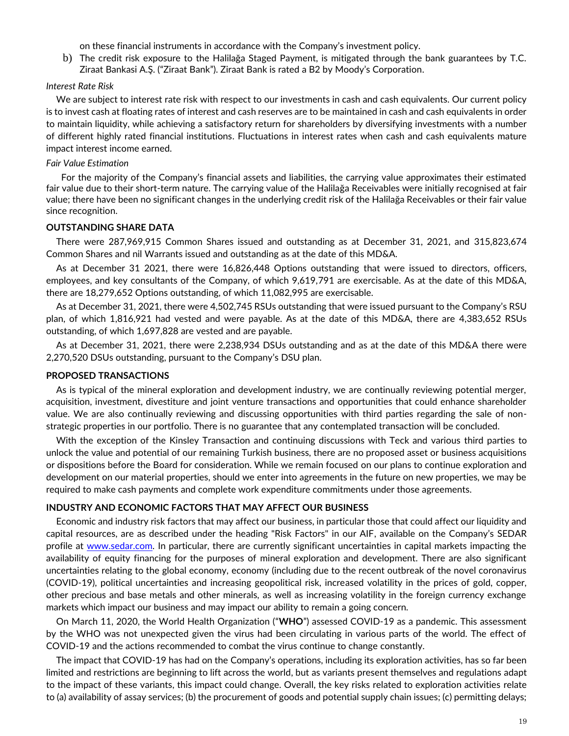on these financial instruments in accordance with the Company's investment policy.

b) The credit risk exposure to the Halilağa Staged Payment, is mitigated through the bank guarantees by T.C. Ziraat Bankasi A.Ş. ("Ziraat Bank"). Ziraat Bank is rated a B2 by Moody's Corporation.

*Interest Rate Risk*

We are subject to interest rate risk with respect to our investments in cash and cash equivalents. Our current policy is to invest cash at floating rates of interest and cash reserves are to be maintained in cash and cash equivalents in order to maintain liquidity, while achieving a satisfactory return for shareholders by diversifying investments with a number of different highly rated financial institutions. Fluctuations in interest rates when cash and cash equivalents mature impact interest income earned.

*Fair Value Estimation*

For the majority of the Company's financial assets and liabilities, the carrying value approximates their estimated fair value due to their short-term nature. The carrying value of the Halilağa Receivables were initially recognised at fair value; there have been no significant changes in the underlying credit risk of the Halilağa Receivables or their fair value since recognition.

**OUTSTANDING SHARE DATA**

There were 287,969,915 Common Shares issued and outstanding as at December 31, 2021, and 315,823,674 Common Shares and nil Warrants issued and outstanding as at the date of this MD&A.

As at December 31 2021, there were 16,826,448 Options outstanding that were issued to directors, officers, employees, and key consultants of the Company, of which 9,619,791 are exercisable. As at the date of this MD&A, there are 18,279,652 Options outstanding, of which 11,082,995 are exercisable.

As at December 31, 2021, there were 4,502,745 RSUs outstanding that were issued pursuant to the Company's RSU plan, of which 1,816,921 had vested and were payable. As at the date of this MD&A, there are 4,383,652 RSUs outstanding, of which 1,697,828 are vested and are payable.

As at December 31, 2021, there were 2,238,934 DSUs outstanding and as at the date of this MD&A there were 2,270,520 DSUs outstanding, pursuant to the Company's DSU plan.

**PROPOSED TRANSACTIONS**

As is typical of the mineral exploration and development industry, we are continually reviewing potential merger, acquisition, investment, divestiture and joint venture transactions and opportunities that could enhance shareholder value. We are also continually reviewing and discussing opportunities with third parties regarding the sale of non-strategic properties in our portfolio. There is no guarantee that any contemplated transaction will be concluded.

With the exception of the Kinsley Transaction and continuing discussions with Teck and various third parties to unlock the value and potential of our remaining Turkish business, there are no proposed asset or business acquisitions or dispositions before the Board for consideration. While we remain focused on our plans to continue exploration and development on our material properties, should we enter into agreements in the future on new properties, we may be required to make cash payments and complete work expenditure commitments under those agreements.

**INDUSTRY AND ECONOMIC FACTORS THAT MAY AFFECT OUR BUSINESS**

Economic and industry risk factors that may affect our business, in particular those that could affect our liquidity and capital resources, are as described under the heading "Risk Factors" in our AIF, available on the Company's SEDAR profile at www.sedar.com. In particular, there are currently significant uncertainties in capital markets impacting the availability of equity financing for the purposes of mineral exploration and development. There are also significant uncertainties relating to the global economy, economy (including due to the recent outbreak of the novel coronavirus (COVID-19), political uncertainties and increasing geopolitical risk, increased volatility in the prices of gold, copper, other precious and base metals and other minerals, as well as increasing volatility in the foreign currency exchange markets which impact our business and may impact our ability to remain a going concern.

On March 11, 2020, the World Health Organization ("**WHO**") assessed COVID-19 as a pandemic. This assessment by the WHO was not unexpected given the virus had been circulating in various parts of the world. The effect of COVID-19 and the actions recommended to combat the virus continue to change constantly.

The impact that COVID-19 has had on the Company's operations, including its exploration activities, has so far been limited and restrictions are beginning to lift across the world, but as variants present themselves and regulations adapt to the impact of these variants, this impact could change. Overall, the key risks related to exploration activities relate to (a) availability of assay services; (b) the procurement of goods and potential supply chain issues; (c) permitting delays;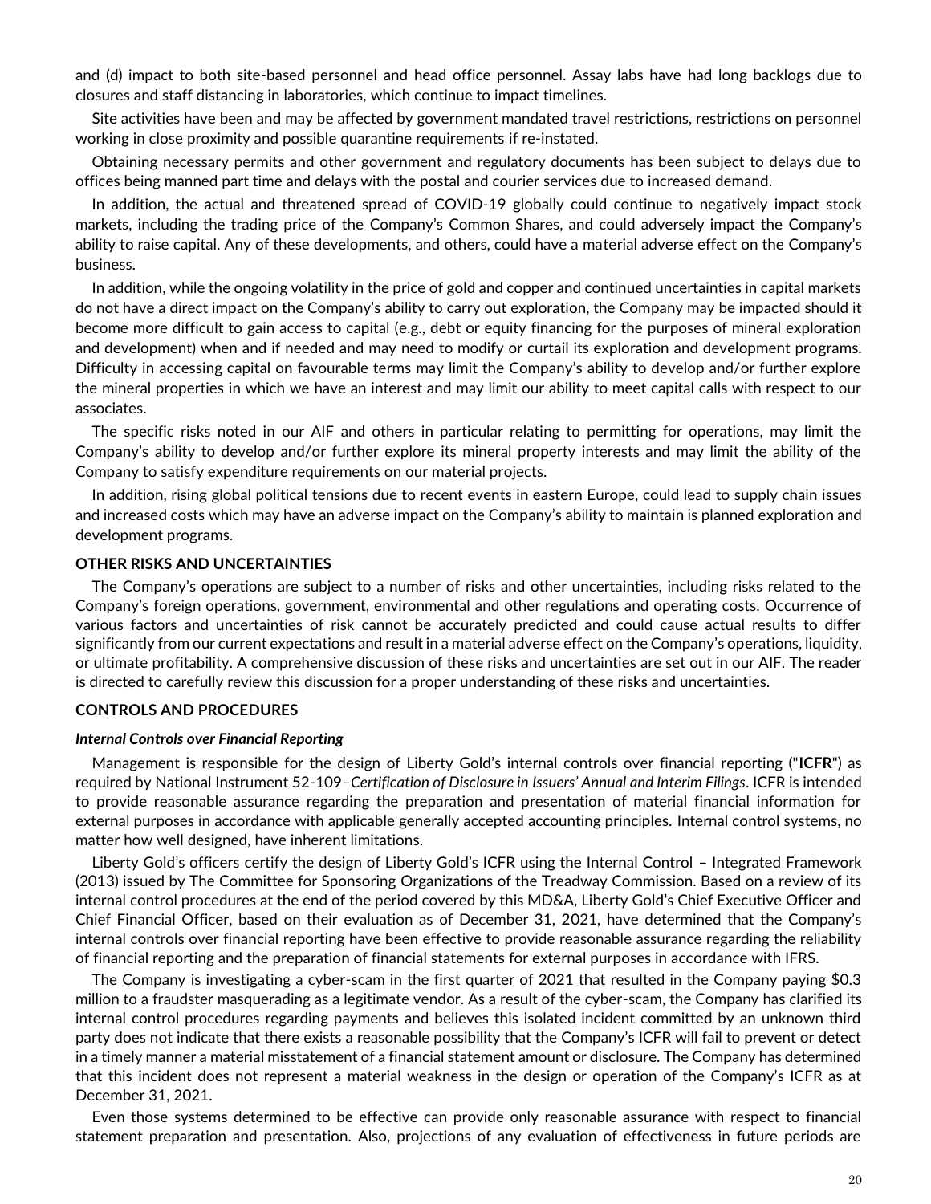and (d) impact to both site-based personnel and head office personnel. Assay labs have had long backlogs due to closures and staff distancing in laboratories, which continue to impact timelines.

Site activities have been and may be affected by government mandated travel restrictions, restrictions on personnel working in close proximity and possible quarantine requirements if re-instated.

Obtaining necessary permits and other government and regulatory documents has been subject to delays due to offices being manned part time and delays with the postal and courier services due to increased demand.

In addition, the actual and threatened spread of COVID-19 globally could continue to negatively impact stock markets, including the trading price of the Company's Common Shares, and could adversely impact the Company's ability to raise capital. Any of these developments, and others, could have a material adverse effect on the Company's business.

In addition, while the ongoing volatility in the price of gold and copper and continued uncertainties in capital markets do not have a direct impact on the Company's ability to carry out exploration, the Company may be impacted should it become more difficult to gain access to capital (e.g., debt or equity financing for the purposes of mineral exploration and development) when and if needed and may need to modify or curtail its exploration and development programs. Difficulty in accessing capital on favourable terms may limit the Company's ability to develop and/or further explore the mineral properties in which we have an interest and may limit our ability to meet capital calls with respect to our associates.

The specific risks noted in our AIF and others in particular relating to permitting for operations, may limit the Company's ability to develop and/or further explore its mineral property interests and may limit the ability of the Company to satisfy expenditure requirements on our material projects.

In addition, rising global political tensions due to recent events in eastern Europe, could lead to supply chain issues and increased costs which may have an adverse impact on the Company's ability to maintain is planned exploration and development programs.

## OTHER RISKS AND UNCERTAINTIES

The Company's operations are subject to a number of risks and other uncertainties, including risks related to the Company's foreign operations, government, environmental and other regulations and operating costs. Occurrence of various factors and uncertainties of risk cannot be accurately predicted and could cause actual results to differ significantly from our current expectations and result in a material adverse effect on the Company's operations, liquidity, or ultimate profitability. A comprehensive discussion of these risks and uncertainties are set out in our AIF. The reader is directed to carefully review this discussion for a proper understanding of these risks and uncertainties.

## CONTROLS AND PROCEDURES

### *Internal Controls over Financial Reporting*

Management is responsible for the design of Liberty Gold's internal controls over financial reporting ("**ICFR**") as required by National Instrument 52-109–*Certification of Disclosure in Issuers' Annual and Interim Filings*. ICFR is intended to provide reasonable assurance regarding the preparation and presentation of material financial information for external purposes in accordance with applicable generally accepted accounting principles. Internal control systems, no matter how well designed, have inherent limitations.

Liberty Gold's officers certify the design of Liberty Gold's ICFR using the Internal Control – Integrated Framework (2013) issued by The Committee for Sponsoring Organizations of the Treadway Commission. Based on a review of its internal control procedures at the end of the period covered by this MD&A, Liberty Gold's Chief Executive Officer and Chief Financial Officer, based on their evaluation as of December 31, 2021, have determined that the Company's internal controls over financial reporting have been effective to provide reasonable assurance regarding the reliability of financial reporting and the preparation of financial statements for external purposes in accordance with IFRS.

The Company is investigating a cyber-scam in the first quarter of 2021 that resulted in the Company paying $0.3 million to a fraudster masquerading as a legitimate vendor. As a result of the cyber-scam, the Company has clarified its internal control procedures regarding payments and believes this isolated incident committed by an unknown third party does not indicate that there exists a reasonable possibility that the Company's ICFR will fail to prevent or detect in a timely manner a material misstatement of a financial statement amount or disclosure. The Company has determined that this incident does not represent a material weakness in the design or operation of the Company's ICFR as at December 31, 2021.

Even those systems determined to be effective can provide only reasonable assurance with respect to financial statement preparation and presentation. Also, projections of any evaluation of effectiveness in future periods are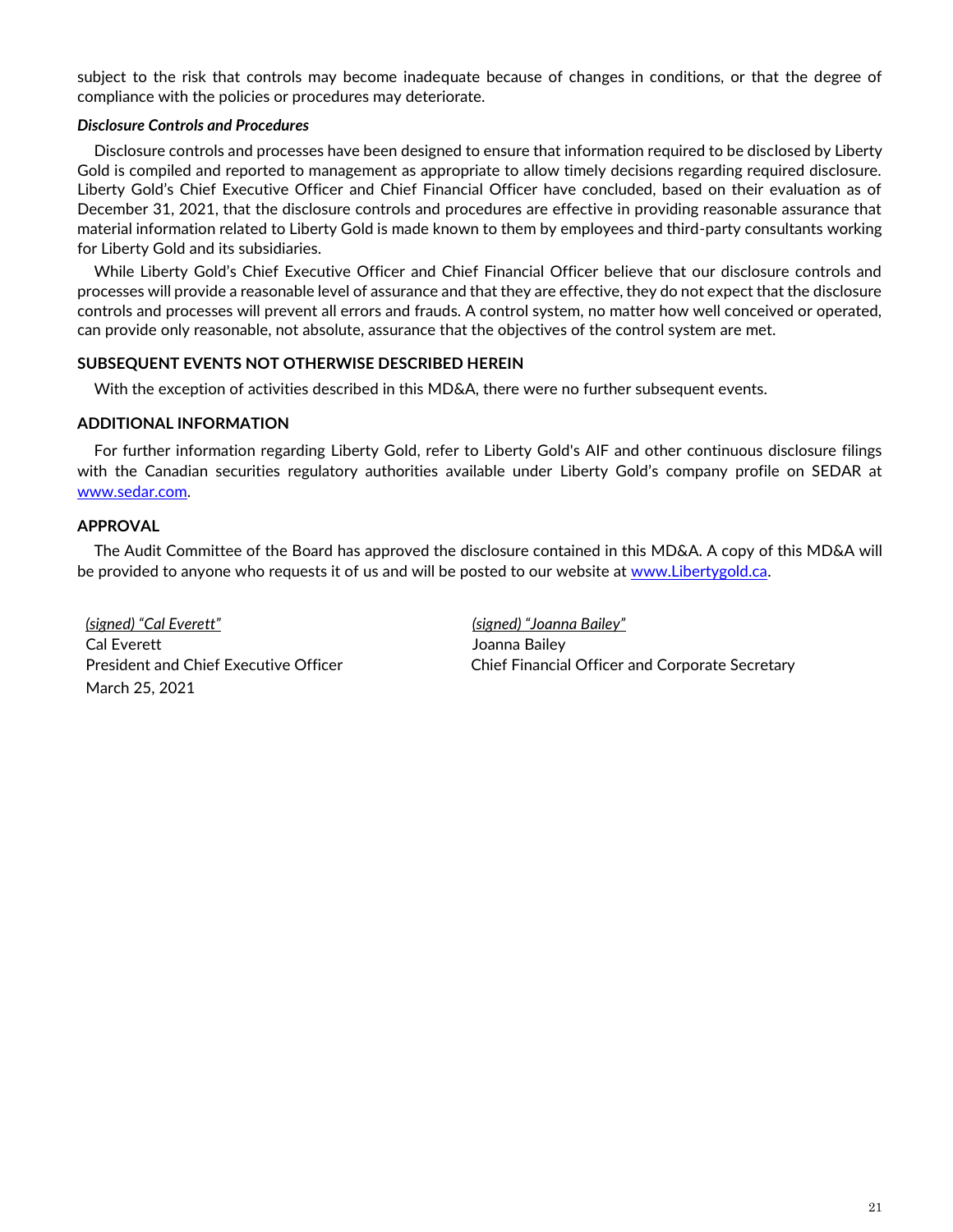subject to the risk that controls may become inadequate because of changes in conditions, or that the degree of compliance with the policies or procedures may deteriorate.

***Disclosure Controls and Procedures***

Disclosure controls and processes have been designed to ensure that information required to be disclosed by Liberty Gold is compiled and reported to management as appropriate to allow timely decisions regarding required disclosure. Liberty Gold's Chief Executive Officer and Chief Financial Officer have concluded, based on their evaluation as of December 31, 2021, that the disclosure controls and procedures are effective in providing reasonable assurance that material information related to Liberty Gold is made known to them by employees and third-party consultants working for Liberty Gold and its subsidiaries.

While Liberty Gold's Chief Executive Officer and Chief Financial Officer believe that our disclosure controls and processes will provide a reasonable level of assurance and that they are effective, they do not expect that the disclosure controls and processes will prevent all errors and frauds. A control system, no matter how well conceived or operated, can provide only reasonable, not absolute, assurance that the objectives of the control system are met.

## SUBSEQUENT EVENTS NOT OTHERWISE DESCRIBED HEREIN

With the exception of activities described in this MD&A, there were no further subsequent events.

## ADDITIONAL INFORMATION

For further information regarding Liberty Gold, refer to Liberty Gold's AIF and other continuous disclosure filings with the Canadian securities regulatory authorities available under Liberty Gold's company profile on SEDAR at www.sedar.com.

## APPROVAL

The Audit Committee of the Board has approved the disclosure contained in this MD&A. A copy of this MD&A will be provided to anyone who requests it of us and will be posted to our website at www.Libertygold.ca.

*(signed) "Cal Everett"*
Cal Everett
President and Chief Executive Officer
March 25, 2021

*(signed) "Joanna Bailey"*
Joanna Bailey
Chief Financial Officer and Corporate Secretary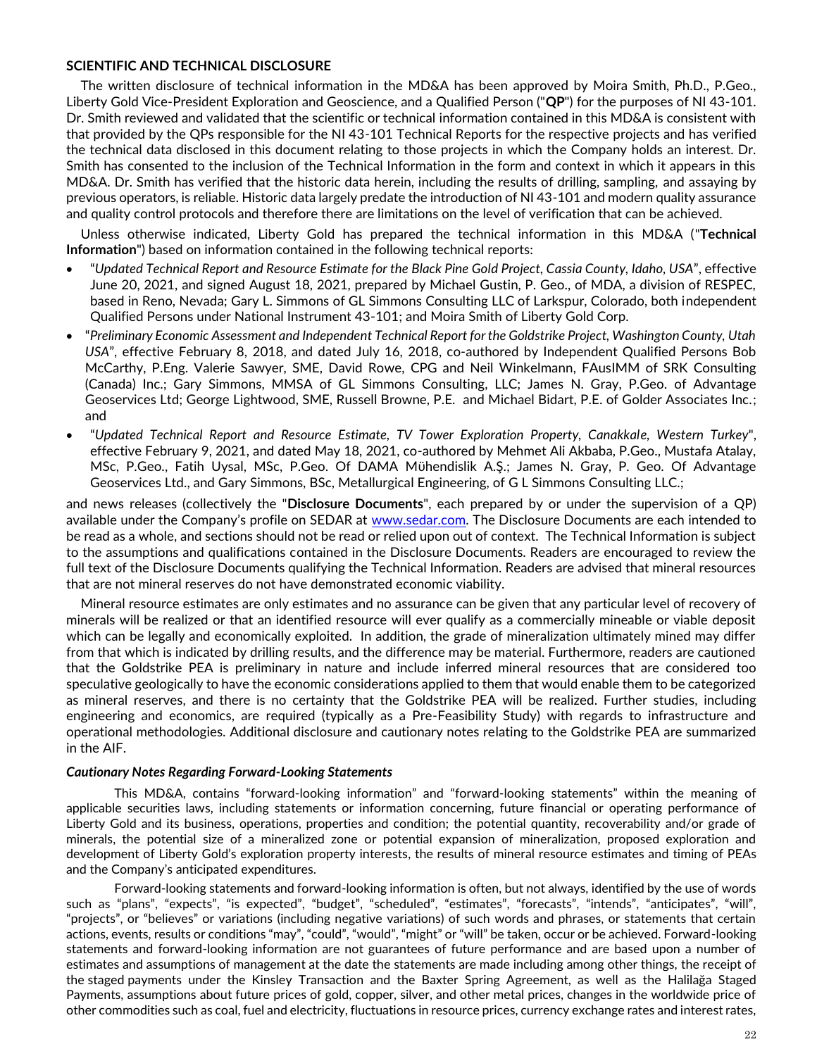## SCIENTIFIC AND TECHNICAL DISCLOSURE

The written disclosure of technical information in the MD&A has been approved by Moira Smith, Ph.D., P.Geo., Liberty Gold Vice-President Exploration and Geoscience, and a Qualified Person ("**QP**") for the purposes of NI 43-101. Dr. Smith reviewed and validated that the scientific or technical information contained in this MD&A is consistent with that provided by the QPs responsible for the NI 43-101 Technical Reports for the respective projects and has verified the technical data disclosed in this document relating to those projects in which the Company holds an interest. Dr. Smith has consented to the inclusion of the Technical Information in the form and context in which it appears in this MD&A. Dr. Smith has verified that the historic data herein, including the results of drilling, sampling, and assaying by previous operators, is reliable. Historic data largely predate the introduction of NI 43-101 and modern quality assurance and quality control protocols and therefore there are limitations on the level of verification that can be achieved.

Unless otherwise indicated, Liberty Gold has prepared the technical information in this MD&A ("**Technical Information**") based on information contained in the following technical reports:

- "*Updated Technical Report and Resource Estimate for the Black Pine Gold Project, Cassia County, Idaho, USA*", effective June 20, 2021, and signed August 18, 2021, prepared by Michael Gustin, P. Geo., of MDA, a division of RESPEC, based in Reno, Nevada; Gary L. Simmons of GL Simmons Consulting LLC of Larkspur, Colorado, both independent Qualified Persons under National Instrument 43-101; and Moira Smith of Liberty Gold Corp.
- "*Preliminary Economic Assessment and Independent Technical Report for the Goldstrike Project, Washington County, Utah USA*", effective February 8, 2018, and dated July 16, 2018, co-authored by Independent Qualified Persons Bob McCarthy, P.Eng. Valerie Sawyer, SME, David Rowe, CPG and Neil Winkelmann, FAusIMM of SRK Consulting (Canada) Inc.; Gary Simmons, MMSA of GL Simmons Consulting, LLC; James N. Gray, P.Geo. of Advantage Geoservices Ltd; George Lightwood, SME, Russell Browne, P.E. and Michael Bidart, P.E. of Golder Associates Inc.; and
- "*Updated Technical Report and Resource Estimate, TV Tower Exploration Property, Canakkale, Western Turkey*", effective February 9, 2021, and dated May 18, 2021, co-authored by Mehmet Ali Akbaba, P.Geo., Mustafa Atalay, MSc, P.Geo., Fatih Uysal, MSc, P.Geo. Of DAMA Mühendislik A.Ş.; James N. Gray, P. Geo. Of Advantage Geoservices Ltd., and Gary Simmons, BSc, Metallurgical Engineering, of G L Simmons Consulting LLC.;

and news releases (collectively the "**Disclosure Documents**", each prepared by or under the supervision of a QP) available under the Company's profile on SEDAR at [www.sedar.com](www.sedar.com). The Disclosure Documents are each intended to be read as a whole, and sections should not be read or relied upon out of context. The Technical Information is subject to the assumptions and qualifications contained in the Disclosure Documents. Readers are encouraged to review the full text of the Disclosure Documents qualifying the Technical Information. Readers are advised that mineral resources that are not mineral reserves do not have demonstrated economic viability.

Mineral resource estimates are only estimates and no assurance can be given that any particular level of recovery of minerals will be realized or that an identified resource will ever qualify as a commercially mineable or viable deposit which can be legally and economically exploited. In addition, the grade of mineralization ultimately mined may differ from that which is indicated by drilling results, and the difference may be material. Furthermore, readers are cautioned that the Goldstrike PEA is preliminary in nature and include inferred mineral resources that are considered too speculative geologically to have the economic considerations applied to them that would enable them to be categorized as mineral reserves, and there is no certainty that the Goldstrike PEA will be realized. Further studies, including engineering and economics, are required (typically as a Pre-Feasibility Study) with regards to infrastructure and operational methodologies. Additional disclosure and cautionary notes relating to the Goldstrike PEA are summarized in the AIF.

### *Cautionary Notes Regarding Forward-Looking Statements*

This MD&A, contains "forward-looking information" and "forward-looking statements" within the meaning of applicable securities laws, including statements or information concerning, future financial or operating performance of Liberty Gold and its business, operations, properties and condition; the potential quantity, recoverability and/or grade of minerals, the potential size of a mineralized zone or potential expansion of mineralization, proposed exploration and development of Liberty Gold's exploration property interests, the results of mineral resource estimates and timing of PEAs and the Company's anticipated expenditures.

Forward-looking statements and forward-looking information is often, but not always, identified by the use of words such as "plans", "expects", "is expected", "budget", "scheduled", "estimates", "forecasts", "intends", "anticipates", "will", "projects", or "believes" or variations (including negative variations) of such words and phrases, or statements that certain actions, events, results or conditions "may", "could", "would", "might" or "will" be taken, occur or be achieved. Forward-looking statements and forward-looking information are not guarantees of future performance and are based upon a number of estimates and assumptions of management at the date the statements are made including among other things, the receipt of the staged payments under the Kinsley Transaction and the Baxter Spring Agreement, as well as the Halilağa Staged Payments, assumptions about future prices of gold, copper, silver, and other metal prices, changes in the worldwide price of other commodities such as coal, fuel and electricity, fluctuations in resource prices, currency exchange rates and interest rates,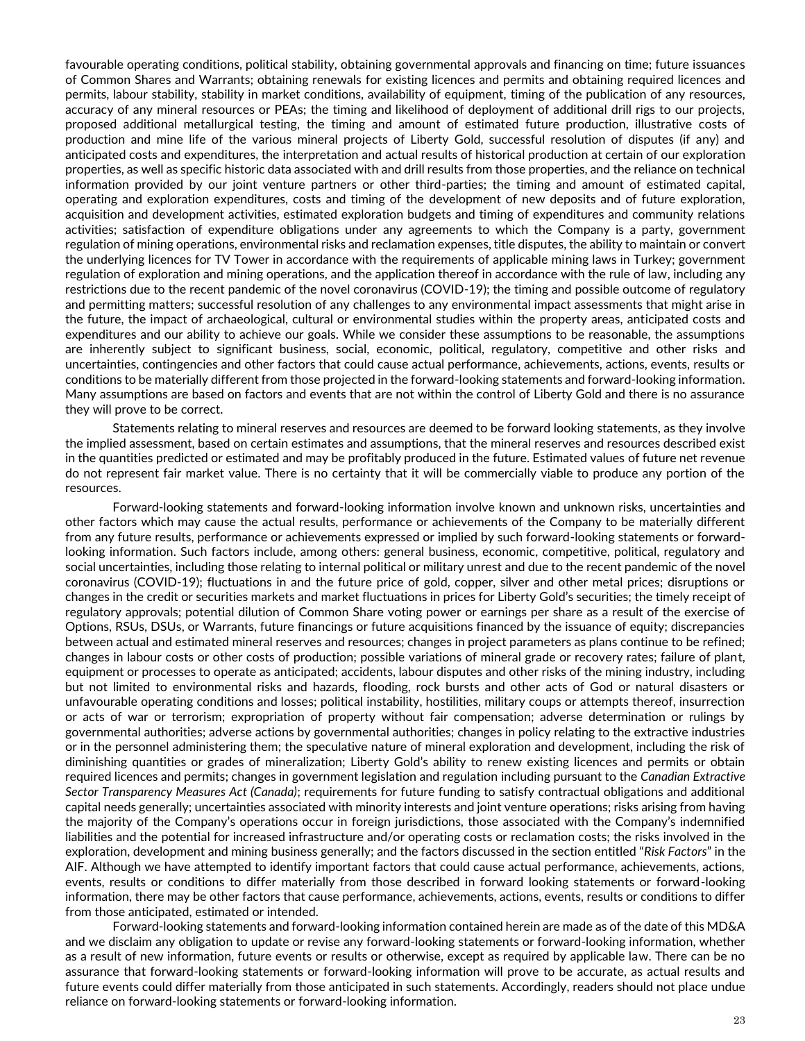favourable operating conditions, political stability, obtaining governmental approvals and financing on time; future issuances of Common Shares and Warrants; obtaining renewals for existing licences and permits and obtaining required licences and permits, labour stability, stability in market conditions, availability of equipment, timing of the publication of any resources, accuracy of any mineral resources or PEAs; the timing and likelihood of deployment of additional drill rigs to our projects, proposed additional metallurgical testing, the timing and amount of estimated future production, illustrative costs of production and mine life of the various mineral projects of Liberty Gold, successful resolution of disputes (if any) and anticipated costs and expenditures, the interpretation and actual results of historical production at certain of our exploration properties, as well as specific historic data associated with and drill results from those properties, and the reliance on technical information provided by our joint venture partners or other third-parties; the timing and amount of estimated capital, operating and exploration expenditures, costs and timing of the development of new deposits and of future exploration, acquisition and development activities, estimated exploration budgets and timing of expenditures and community relations activities; satisfaction of expenditure obligations under any agreements to which the Company is a party, government regulation of mining operations, environmental risks and reclamation expenses, title disputes, the ability to maintain or convert the underlying licences for TV Tower in accordance with the requirements of applicable mining laws in Turkey; government regulation of exploration and mining operations, and the application thereof in accordance with the rule of law, including any restrictions due to the recent pandemic of the novel coronavirus (COVID-19); the timing and possible outcome of regulatory and permitting matters; successful resolution of any challenges to any environmental impact assessments that might arise in the future, the impact of archaeological, cultural or environmental studies within the property areas, anticipated costs and expenditures and our ability to achieve our goals. While we consider these assumptions to be reasonable, the assumptions are inherently subject to significant business, social, economic, political, regulatory, competitive and other risks and uncertainties, contingencies and other factors that could cause actual performance, achievements, actions, events, results or conditions to be materially different from those projected in the forward-looking statements and forward-looking information. Many assumptions are based on factors and events that are not within the control of Liberty Gold and there is no assurance they will prove to be correct.

Statements relating to mineral reserves and resources are deemed to be forward looking statements, as they involve the implied assessment, based on certain estimates and assumptions, that the mineral reserves and resources described exist in the quantities predicted or estimated and may be profitably produced in the future. Estimated values of future net revenue do not represent fair market value. There is no certainty that it will be commercially viable to produce any portion of the resources.

Forward-looking statements and forward-looking information involve known and unknown risks, uncertainties and other factors which may cause the actual results, performance or achievements of the Company to be materially different from any future results, performance or achievements expressed or implied by such forward-looking statements or forward-looking information. Such factors include, among others: general business, economic, competitive, political, regulatory and social uncertainties, including those relating to internal political or military unrest and due to the recent pandemic of the novel coronavirus (COVID-19); fluctuations in and the future price of gold, copper, silver and other metal prices; disruptions or changes in the credit or securities markets and market fluctuations in prices for Liberty Gold's securities; the timely receipt of regulatory approvals; potential dilution of Common Share voting power or earnings per share as a result of the exercise of Options, RSUs, DSUs, or Warrants, future financings or future acquisitions financed by the issuance of equity; discrepancies between actual and estimated mineral reserves and resources; changes in project parameters as plans continue to be refined; changes in labour costs or other costs of production; possible variations of mineral grade or recovery rates; failure of plant, equipment or processes to operate as anticipated; accidents, labour disputes and other risks of the mining industry, including but not limited to environmental risks and hazards, flooding, rock bursts and other acts of God or natural disasters or unfavourable operating conditions and losses; political instability, hostilities, military coups or attempts thereof, insurrection or acts of war or terrorism; expropriation of property without fair compensation; adverse determination or rulings by governmental authorities; adverse actions by governmental authorities; changes in policy relating to the extractive industries or in the personnel administering them; the speculative nature of mineral exploration and development, including the risk of diminishing quantities or grades of mineralization; Liberty Gold's ability to renew existing licences and permits or obtain required licences and permits; changes in government legislation and regulation including pursuant to the *Canadian Extractive Sector Transparency Measures Act (Canada)*; requirements for future funding to satisfy contractual obligations and additional capital needs generally; uncertainties associated with minority interests and joint venture operations; risks arising from having the majority of the Company's operations occur in foreign jurisdictions, those associated with the Company's indemnified liabilities and the potential for increased infrastructure and/or operating costs or reclamation costs; the risks involved in the exploration, development and mining business generally; and the factors discussed in the section entitled "*Risk Factors*" in the AIF. Although we have attempted to identify important factors that could cause actual performance, achievements, actions, events, results or conditions to differ materially from those described in forward looking statements or forward-looking information, there may be other factors that cause performance, achievements, actions, events, results or conditions to differ from those anticipated, estimated or intended.

Forward-looking statements and forward-looking information contained herein are made as of the date of this MD&A and we disclaim any obligation to update or revise any forward-looking statements or forward-looking information, whether as a result of new information, future events or results or otherwise, except as required by applicable law. There can be no assurance that forward-looking statements or forward-looking information will prove to be accurate, as actual results and future events could differ materially from those anticipated in such statements. Accordingly, readers should not place undue reliance on forward-looking statements or forward-looking information.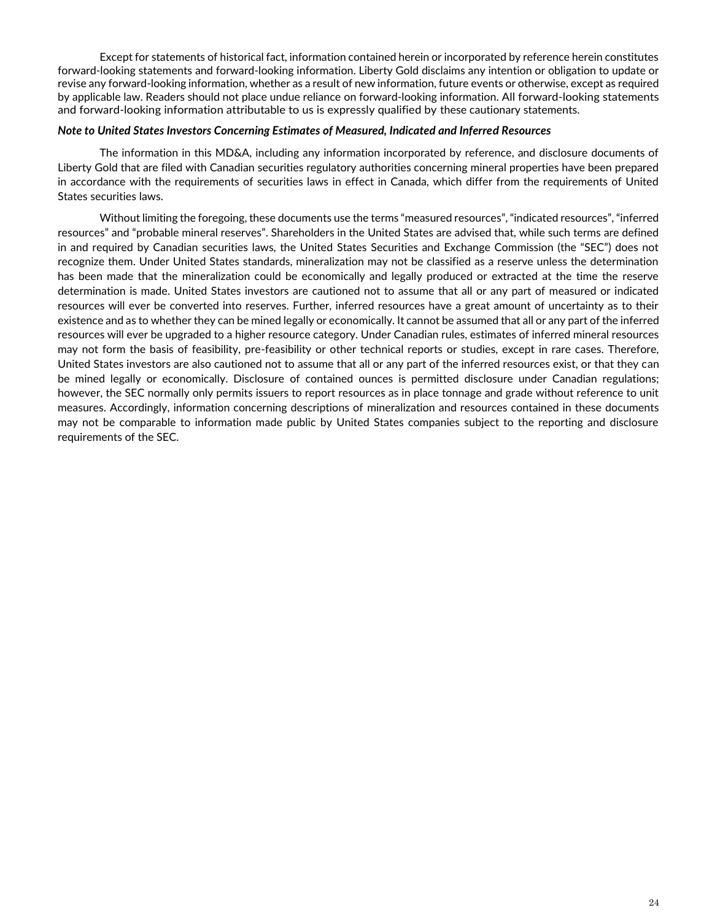Except for statements of historical fact, information contained herein or incorporated by reference herein constitutes forward-looking statements and forward-looking information. Liberty Gold disclaims any intention or obligation to update or revise any forward-looking information, whether as a result of new information, future events or otherwise, except as required by applicable law. Readers should not place undue reliance on forward-looking information. All forward-looking statements and forward-looking information attributable to us is expressly qualified by these cautionary statements.

***Note to United States Investors Concerning Estimates of Measured, Indicated and Inferred Resources***

The information in this MD&A, including any information incorporated by reference, and disclosure documents of Liberty Gold that are filed with Canadian securities regulatory authorities concerning mineral properties have been prepared in accordance with the requirements of securities laws in effect in Canada, which differ from the requirements of United States securities laws.

Without limiting the foregoing, these documents use the terms "measured resources", "indicated resources", "inferred resources" and "probable mineral reserves". Shareholders in the United States are advised that, while such terms are defined in and required by Canadian securities laws, the United States Securities and Exchange Commission (the "SEC") does not recognize them. Under United States standards, mineralization may not be classified as a reserve unless the determination has been made that the mineralization could be economically and legally produced or extracted at the time the reserve determination is made. United States investors are cautioned not to assume that all or any part of measured or indicated resources will ever be converted into reserves. Further, inferred resources have a great amount of uncertainty as to their existence and as to whether they can be mined legally or economically. It cannot be assumed that all or any part of the inferred resources will ever be upgraded to a higher resource category. Under Canadian rules, estimates of inferred mineral resources may not form the basis of feasibility, pre-feasibility or other technical reports or studies, except in rare cases. Therefore, United States investors are also cautioned not to assume that all or any part of the inferred resources exist, or that they can be mined legally or economically. Disclosure of contained ounces is permitted disclosure under Canadian regulations; however, the SEC normally only permits issuers to report resources as in place tonnage and grade without reference to unit measures. Accordingly, information concerning descriptions of mineralization and resources contained in these documents may not be comparable to information made public by United States companies subject to the reporting and disclosure requirements of the SEC.